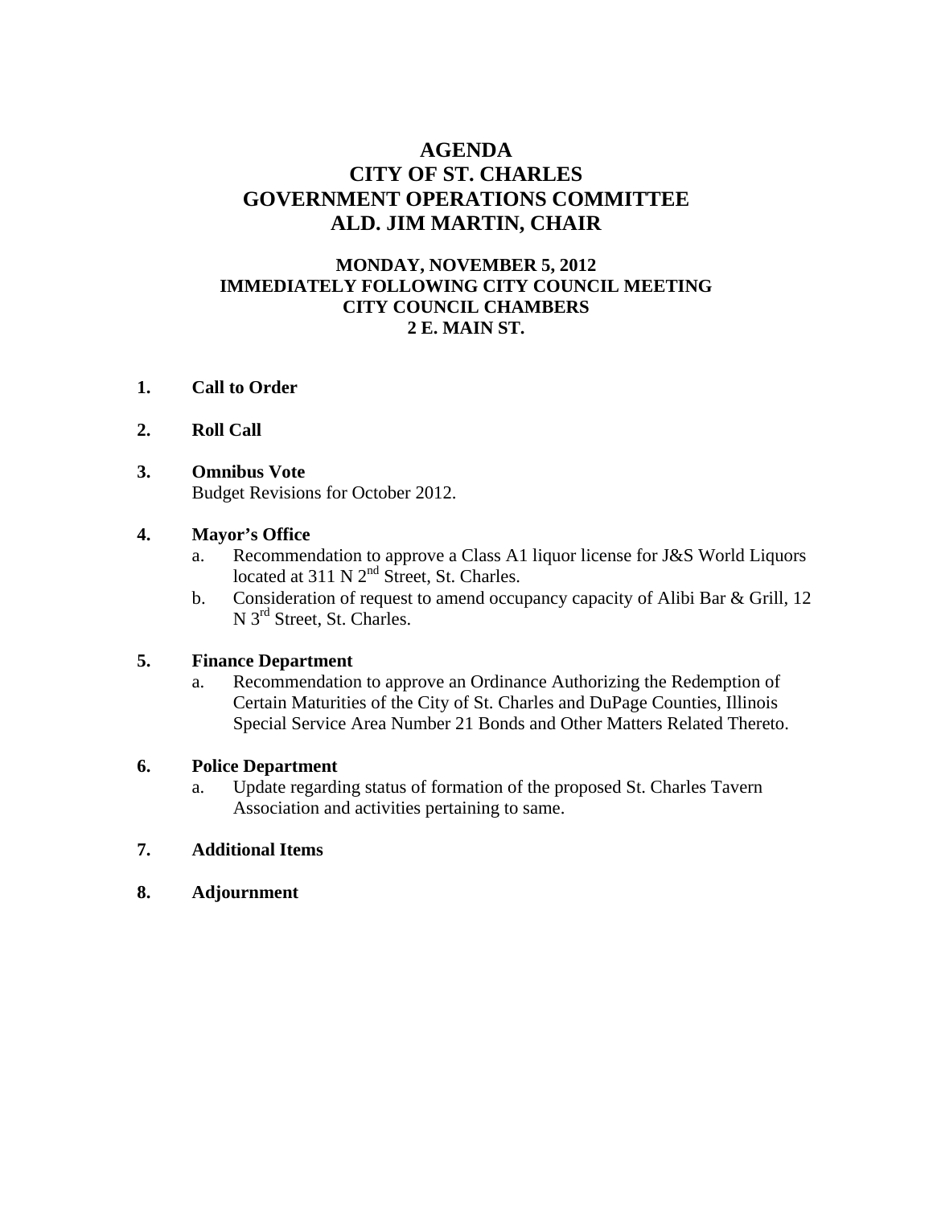# AGENDA
# CITY OF ST. CHARLES
# GOVERNMENT OPERATIONS COMMITTEE
# ALD. JIM MARTIN, CHAIR

**MONDAY, NOVEMBER 5, 2012**
**IMMEDIATELY FOLLOWING CITY COUNCIL MEETING**
**CITY COUNCIL CHAMBERS**
**2 E. MAIN ST.**

**1. Call to Order**

**2. Roll Call**

**3. Omnibus Vote**

Budget Revisions for October 2012.

**4. Mayor's Office**

a. Recommendation to approve a Class A1 liquor license for J&S World Liquors located at 311 N 2nd Street, St. Charles.

b. Consideration of request to amend occupancy capacity of Alibi Bar & Grill, 12 N 3rd Street, St. Charles.

**5. Finance Department**

a. Recommendation to approve an Ordinance Authorizing the Redemption of Certain Maturities of the City of St. Charles and DuPage Counties, Illinois Special Service Area Number 21 Bonds and Other Matters Related Thereto.

**6. Police Department**

a. Update regarding status of formation of the proposed St. Charles Tavern Association and activities pertaining to same.

**7. Additional Items**

**8. Adjournment**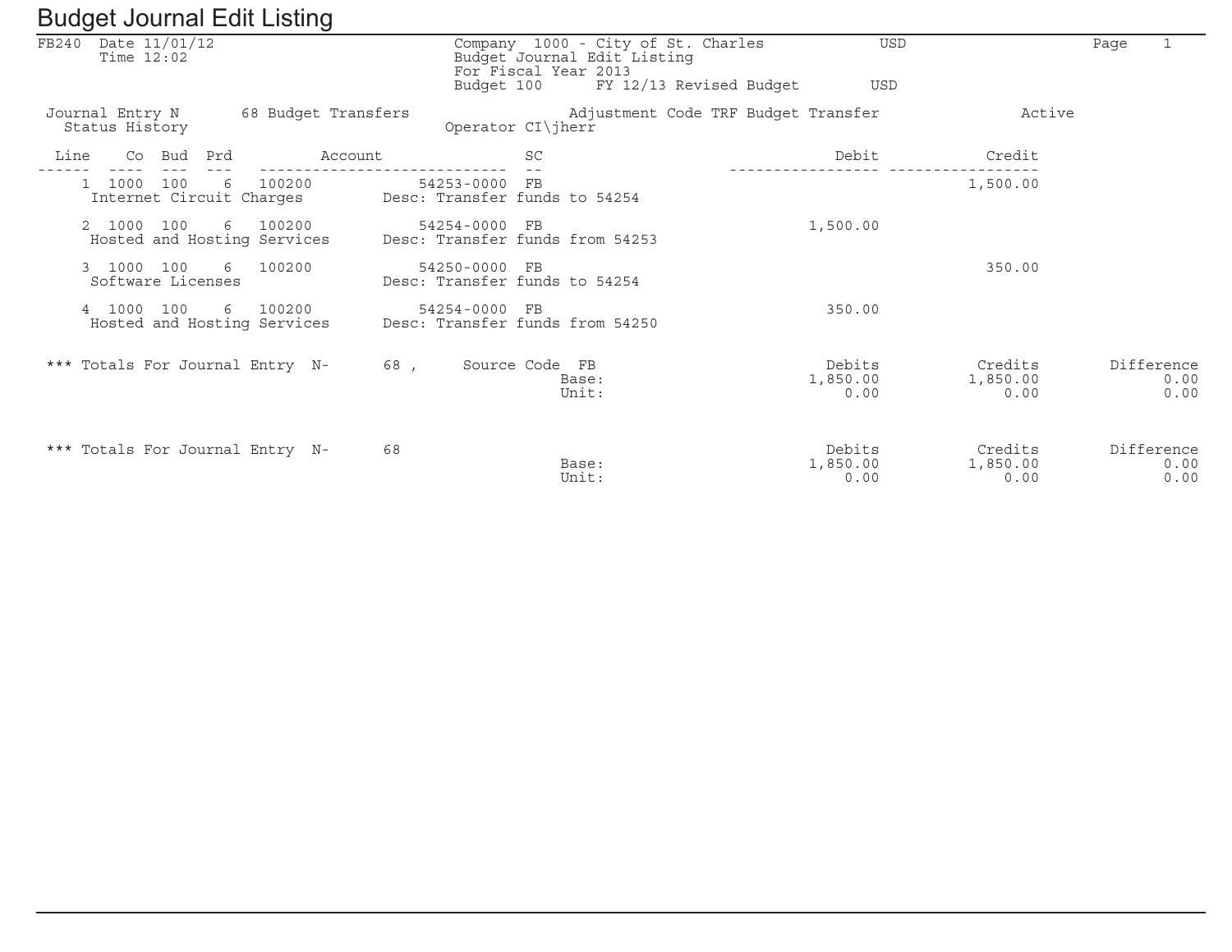# Budget Journal Edit Listing

FB240 Date 11/01/12 Time 12:02

Company 1000 - City of St. Charles USD
Budget Journal Edit Listing
For Fiscal Year 2013
Budget 100 FY 12/13 Revised Budget USD

Page 1

Journal Entry N 68 Budget Transfers — Adjustment Code TRF Budget Transfer — Active
Status History — Operator CI\jherr

| Line | Co | Bud | Prd | Account | SC | Debit | Credit |
|---|---|---|---|---|---|---|---|
| 1 | 1000 | 100 | 6 | 100200 54253-0000 | FB | | 1,500.00 |
| | Internet Circuit Charges | | | Desc: Transfer funds to 54254 | | | |
| 2 | 1000 | 100 | 6 | 100200 54254-0000 | FB | 1,500.00 | |
| | Hosted and Hosting Services | | | Desc: Transfer funds from 54253 | | | |
| 3 | 1000 | 100 | 6 | 100200 54250-0000 | FB | | 350.00 |
| | Software Licenses | | | Desc: Transfer funds to 54254 | | | |
| 4 | 1000 | 100 | 6 | 100200 54254-0000 | FB | 350.00 | |
| | Hosted and Hosting Services | | | Desc: Transfer funds from 54250 | | | |

*** Totals For Journal Entry N- 68 , Source Code FB

| | Debits | Credits | Difference |
|---|---|---|---|
| Base: | 1,850.00 | 1,850.00 | 0.00 |
| Unit: | 0.00 | 0.00 | 0.00 |

*** Totals For Journal Entry N- 68

| | Debits | Credits | Difference |
|---|---|---|---|
| Base: | 1,850.00 | 1,850.00 | 0.00 |
| Unit: | 0.00 | 0.00 | 0.00 |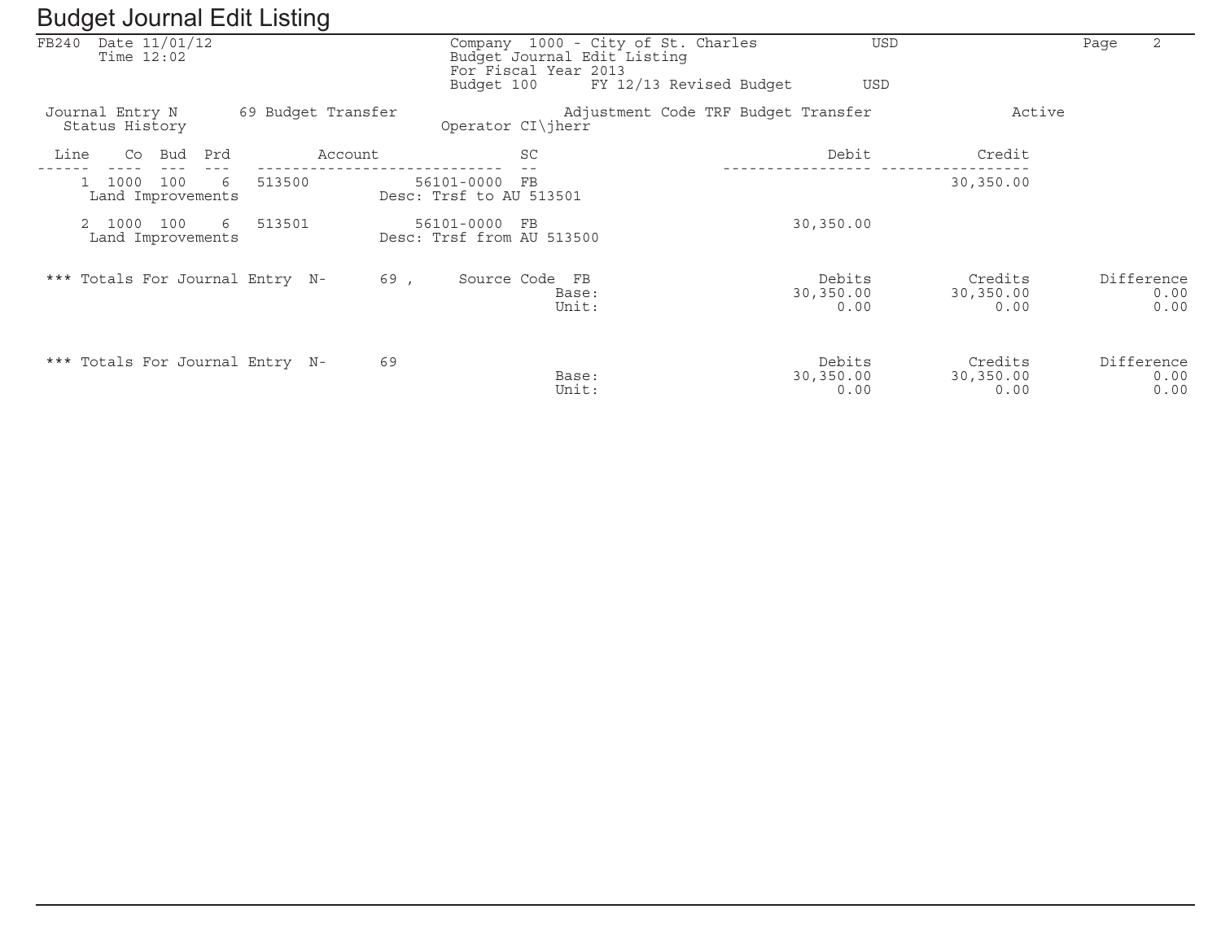# Budget Journal Edit Listing

FB240 Date 11/01/12
Time 12:02

Company 1000 - City of St. Charles USD
Budget Journal Edit Listing
For Fiscal Year 2013
Budget 100 FY 12/13 Revised Budget USD

Journal Entry N 69 Budget Transfer Adjustment Code TRF Budget Transfer Active
Status History Operator CI\jherr

| Line | Co | Bud | Prd | Account | | SC | Debit | Credit |
|---|---|---|---|---|---|---|---|---|
| 1 | 1000 | 100 | 6 | 513500 | 56101-0000 | FB | | 30,350.00 |
| | Land Improvements | | | | Desc: Trsf to AU 513501 | | | |
| 2 | 1000 | 100 | 6 | 513501 | 56101-0000 | FB | 30,350.00 | |
| | Land Improvements | | | | Desc: Trsf from AU 513500 | | | |

*** Totals For Journal Entry N- 69 , Source Code FB

| | Debits | Credits | Difference |
|---|---|---|---|
| Base: | 30,350.00 | 30,350.00 | 0.00 |
| Unit: | 0.00 | 0.00 | 0.00 |

*** Totals For Journal Entry N- 69

| | Debits | Credits | Difference |
|---|---|---|---|
| Base: | 30,350.00 | 30,350.00 | 0.00 |
| Unit: | 0.00 | 0.00 | 0.00 |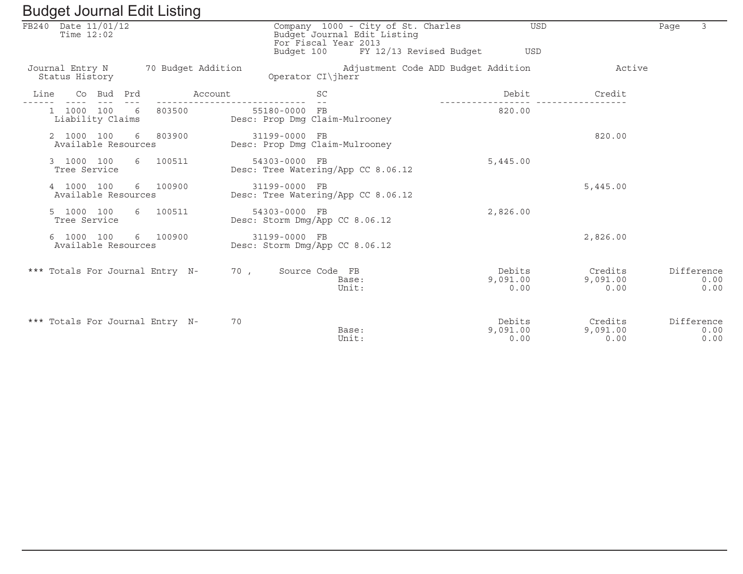# Budget Journal Edit Listing

FB240 Date 11/01/12
Time 12:02

Company 1000 - City of St. Charles USD
Budget Journal Edit Listing
For Fiscal Year 2013
Budget 100 FY 12/13 Revised Budget USD

Page 3

Journal Entry N 70 Budget Addition Adjustment Code ADD Budget Addition Active
Status History Operator CI\jherr

| Line | Co | Bud | Prd | Account | | SC | Description | Debit | Credit |
|---|---|---|---|---|---|---|---|---|---|
| 1 | 1000 | 100 | 6 | 803500 | 55180-0000 | FB | | 820.00 | |
| | Liability Claims | | | | | | Desc: Prop Dmg Claim-Mulrooney | | |
| 2 | 1000 | 100 | 6 | 803900 | 31199-0000 | FB | | | 820.00 |
| | Available Resources | | | | | | Desc: Prop Dmg Claim-Mulrooney | | |
| 3 | 1000 | 100 | 6 | 100511 | 54303-0000 | FB | | 5,445.00 | |
| | Tree Service | | | | | | Desc: Tree Watering/App CC 8.06.12 | | |
| 4 | 1000 | 100 | 6 | 100900 | 31199-0000 | FB | | | 5,445.00 |
| | Available Resources | | | | | | Desc: Tree Watering/App CC 8.06.12 | | |
| 5 | 1000 | 100 | 6 | 100511 | 54303-0000 | FB | | 2,826.00 | |
| | Tree Service | | | | | | Desc: Storm Dmg/App CC 8.06.12 | | |
| 6 | 1000 | 100 | 6 | 100900 | 31199-0000 | FB | | | 2,826.00 |
| | Available Resources | | | | | | Desc: Storm Dmg/App CC 8.06.12 | | |

| *** Totals For Journal Entry N- 70 , Source Code FB | | Debits | Credits | Difference |
|---|---|---|---|---|
| | Base: | 9,091.00 | 9,091.00 | 0.00 |
| | Unit: | 0.00 | 0.00 | 0.00 |

| *** Totals For Journal Entry N- 70 | | Debits | Credits | Difference |
|---|---|---|---|---|
| | Base: | 9,091.00 | 9,091.00 | 0.00 |
| | Unit: | 0.00 | 0.00 | 0.00 |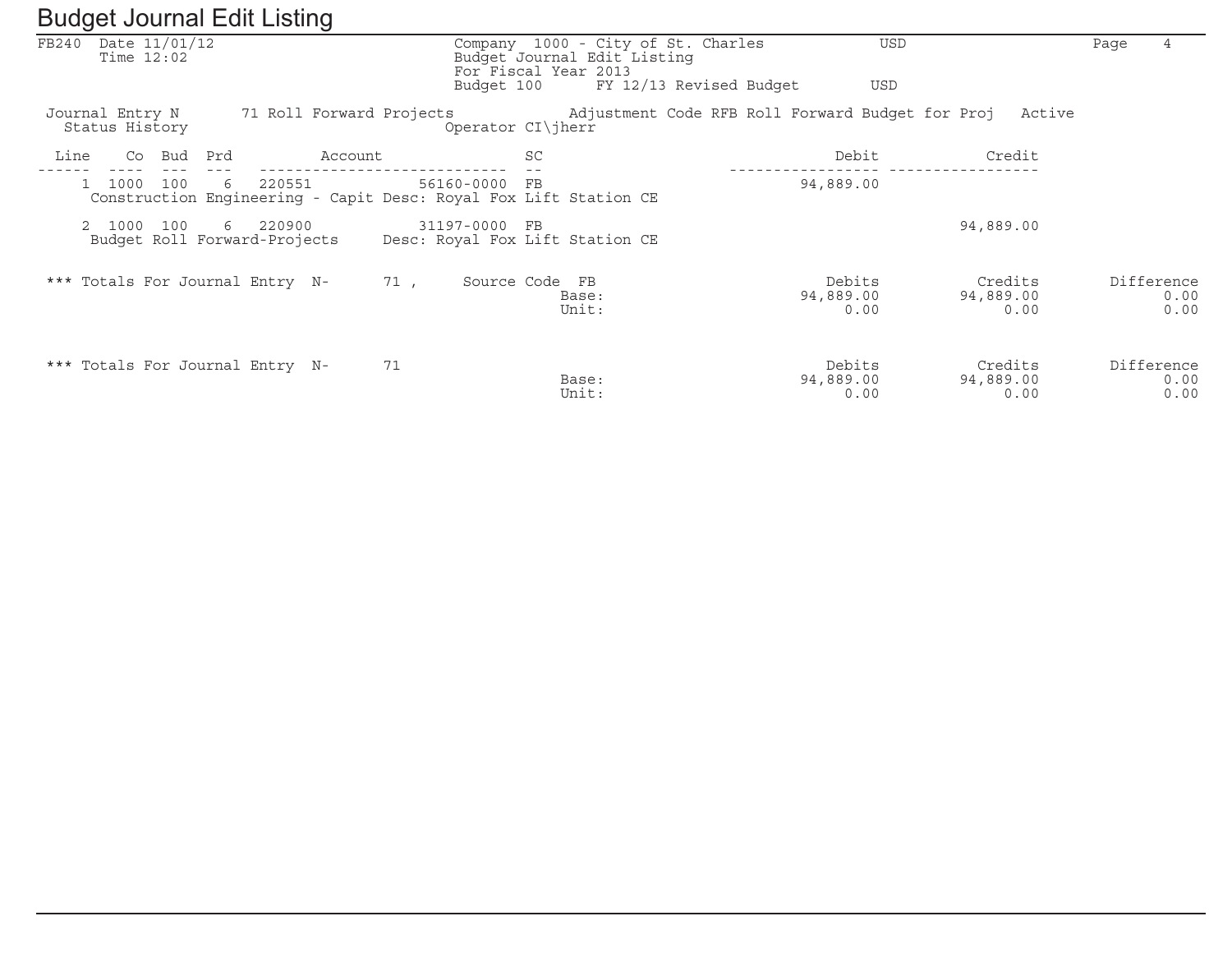# Budget Journal Edit Listing

FB240 Date 11/01/12
Time 12:02

Company 1000 - City of St. Charles USD
Budget Journal Edit Listing
For Fiscal Year 2013
Budget 100 FY 12/13 Revised Budget USD

Journal Entry N 71 Roll Forward Projects Adjustment Code RFB Roll Forward Budget for Proj Active
Status History Operator CI\jherr

| Line | Co | Bud | Prd | Account | | SC | Debit | Credit |
|---|---|---|---|---|---|---|---|---|
| 1 | 1000 | 100 | 6 | 220551 | 56160-0000 | FB | 94,889.00 | |
| | Construction Engineering - Capit | | | | Desc: Royal Fox Lift Station CE | | | |
| 2 | 1000 | 100 | 6 | 220900 | 31197-0000 | FB | | 94,889.00 |
| | Budget Roll Forward-Projects | | | | Desc: Royal Fox Lift Station CE | | | |

*** Totals For Journal Entry N- 71 , Source Code FB

| | Debits | Credits | Difference |
|---|---|---|---|
| Base: | 94,889.00 | 94,889.00 | 0.00 |
| Unit: | 0.00 | 0.00 | 0.00 |

*** Totals For Journal Entry N- 71

| | Debits | Credits | Difference |
|---|---|---|---|
| Base: | 94,889.00 | 94,889.00 | 0.00 |
| Unit: | 0.00 | 0.00 | 0.00 |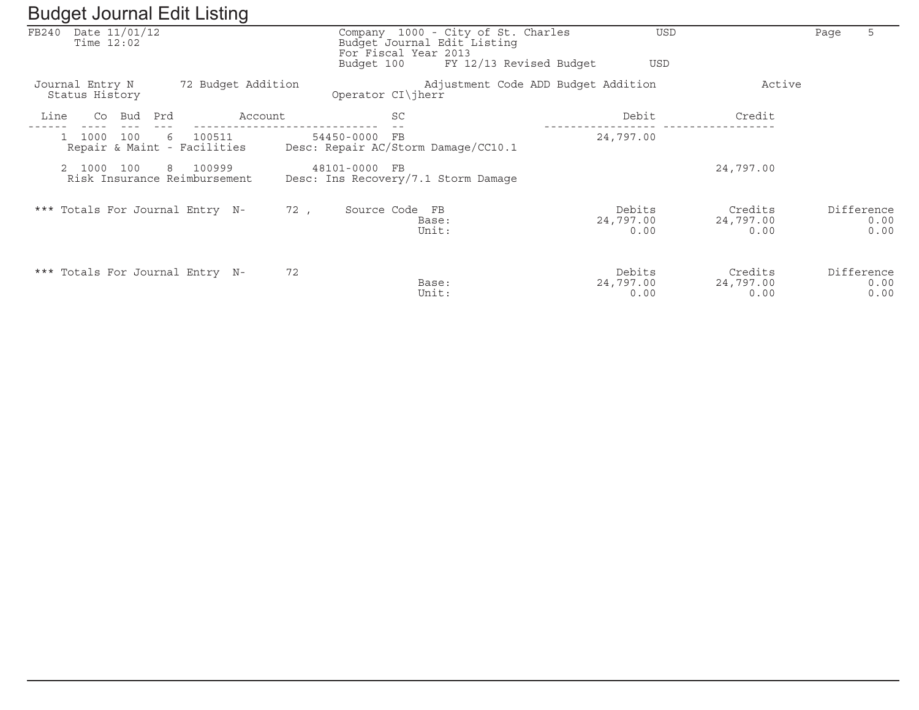# Budget Journal Edit Listing

FB240 Date 11/01/12
Time 12:02

Company 1000 - City of St. Charles USD
Budget Journal Edit Listing
For Fiscal Year 2013
Budget 100 FY 12/13 Revised Budget USD

Journal Entry N 72 Budget Addition Adjustment Code ADD Budget Addition Active
Status History Operator CI\jherr

| Line | Co | Bud | Prd | Account | | SC | Debit | Credit |
|---|---|---|---|---|---|---|---|---|
| 1 | 1000 | 100 | 6 | 100511 | 54450-0000 | FB | 24,797.00 | |
| | Repair & Maint - Facilities | | | Desc: Repair AC/Storm Damage/CC10.1 | | | | |
| 2 | 1000 | 100 | 8 | 100999 | 48101-0000 | FB | | 24,797.00 |
| | Risk Insurance Reimbursement | | | Desc: Ins Recovery/7.1 Storm Damage | | | | |

| *** Totals For Journal Entry N- 72 , Source Code FB | | Debits | Credits | Difference |
|---|---|---|---|---|
| | Base: | 24,797.00 | 24,797.00 | 0.00 |
| | Unit: | 0.00 | 0.00 | 0.00 |

| *** Totals For Journal Entry N- 72 | | Debits | Credits | Difference |
|---|---|---|---|---|
| | Base: | 24,797.00 | 24,797.00 | 0.00 |
| | Unit: | 0.00 | 0.00 | 0.00 |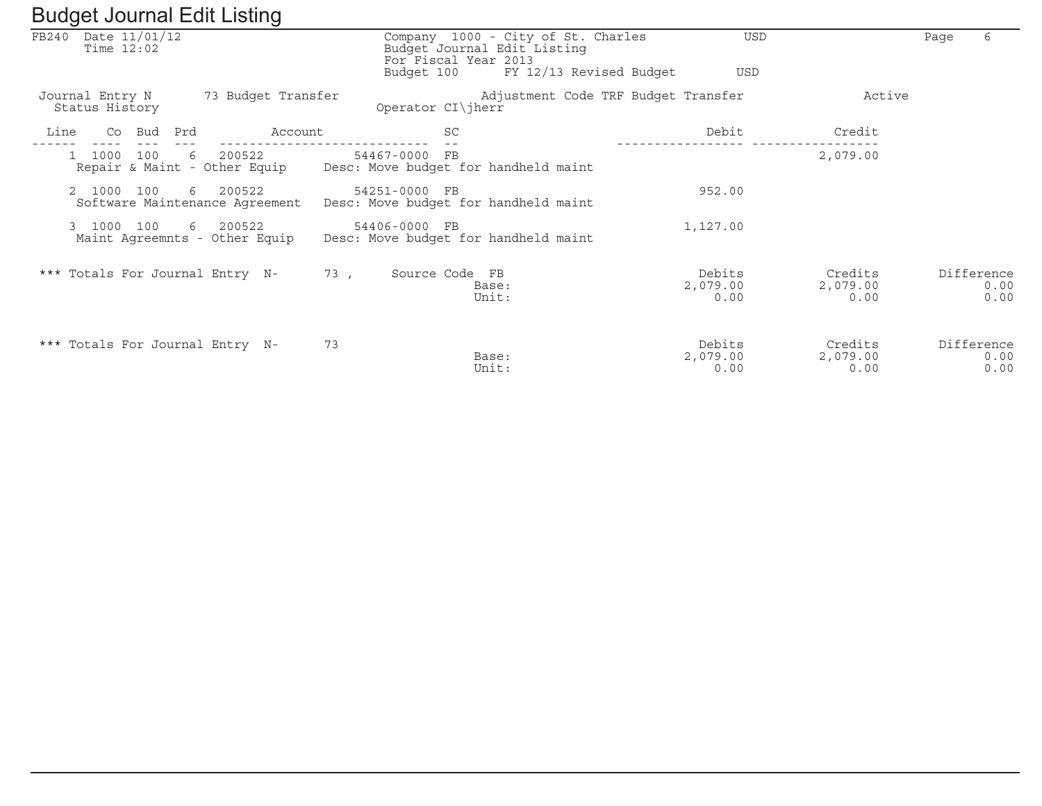# Budget Journal Edit Listing

FB240 Date 11/01/12
Time 12:02

Company 1000 - City of St. Charles USD
Budget Journal Edit Listing
For Fiscal Year 2013
Budget 100 FY 12/13 Revised Budget USD

Journal Entry N 73 Budget Transfer    Adjustment Code TRF Budget Transfer    Active
Status History    Operator CI\jherr

| Line | Co | Bud | Prd | Account | | SC | Debit | Credit |
|---|---|---|---|---|---|---|---|---|
| 1 | 1000 | 100 | 6 | 200522 | 54467-0000 | FB | | 2,079.00 |
| | Repair & Maint - Other Equip | | | Desc: Move budget for handheld maint | | | | |
| 2 | 1000 | 100 | 6 | 200522 | 54251-0000 | FB | 952.00 | |
| | Software Maintenance Agreement | | | Desc: Move budget for handheld maint | | | | |
| 3 | 1000 | 100 | 6 | 200522 | 54406-0000 | FB | 1,127.00 | |
| | Maint Agreemnts - Other Equip | | | Desc: Move budget for handheld maint | | | | |

*** Totals For Journal Entry N- 73 , Source Code FB

| | Debits | Credits | Difference |
|---|---|---|---|
| Base: | 2,079.00 | 2,079.00 | 0.00 |
| Unit: | 0.00 | 0.00 | 0.00 |

*** Totals For Journal Entry N- 73

| | Debits | Credits | Difference |
|---|---|---|---|
| Base: | 2,079.00 | 2,079.00 | 0.00 |
| Unit: | 0.00 | 0.00 | 0.00 |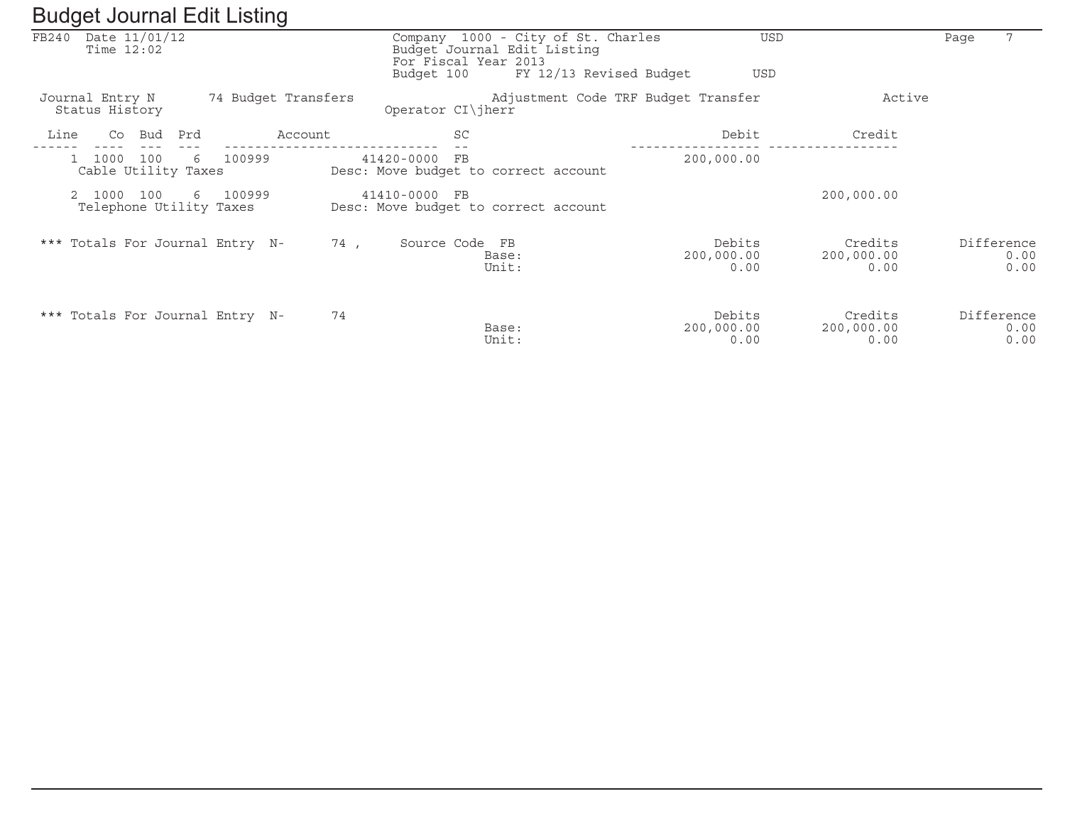# Budget Journal Edit Listing

FB240 Date 11/01/12
Time 12:02

Company 1000 - City of St. Charles USD
Budget Journal Edit Listing
For Fiscal Year 2013
Budget 100 FY 12/13 Revised Budget USD

Journal Entry N 74 Budget Transfers Adjustment Code TRF Budget Transfer Active
Status History Operator CI\jherr

| Line | Co | Bud | Prd | Account | SC | Debit | Credit |
|---|---|---|---|---|---|---|---|
| 1 | 1000 | 100 | 6 | 100999 41420-0000 | FB | 200,000.00 | |
| | Cable Utility Taxes | | | Desc: Move budget to correct account | | | |
| 2 | 1000 | 100 | 6 | 100999 41410-0000 | FB | | 200,000.00 |
| | Telephone Utility Taxes | | | Desc: Move budget to correct account | | | |

*** Totals For Journal Entry N- 74 , Source Code FB

| | Debits | Credits | Difference |
|---|---|---|---|
| Base: | 200,000.00 | 200,000.00 | 0.00 |
| Unit: | 0.00 | 0.00 | 0.00 |

*** Totals For Journal Entry N- 74

| | Debits | Credits | Difference |
|---|---|---|---|
| Base: | 200,000.00 | 200,000.00 | 0.00 |
| Unit: | 0.00 | 0.00 | 0.00 |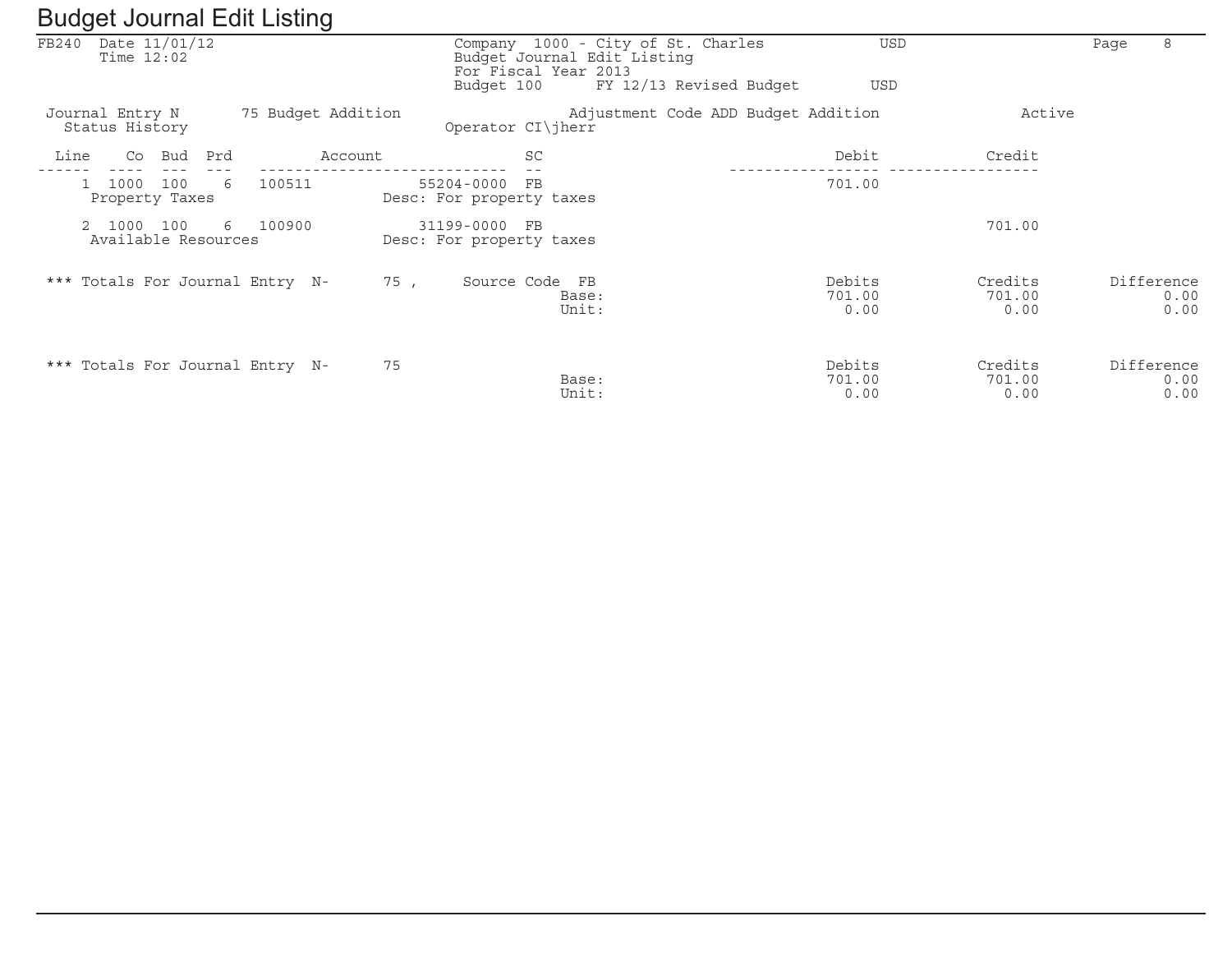# Budget Journal Edit Listing

FB240 Date 11/01/12
Time 12:02

Company 1000 - City of St. Charles USD
Budget Journal Edit Listing
For Fiscal Year 2013
Budget 100 FY 12/13 Revised Budget USD

Journal Entry N 75 Budget Addition Adjustment Code ADD Budget Addition Active
Status History Operator CI\jherr

| Line | Co | Bud | Prd | Account | | SC | Debit | Credit |
|---|---|---|---|---|---|---|---|---|
| 1 | 1000 | 100 | 6 | 100511 | 55204-0000 | FB | 701.00 | |
| | Property Taxes | | | | Desc: For property taxes | | | |
| 2 | 1000 | 100 | 6 | 100900 | 31199-0000 | FB | | 701.00 |
| | Available Resources | | | | Desc: For property taxes | | | |

*** Totals For Journal Entry N- 75 , Source Code FB

| | Debits | Credits | Difference |
|---|---|---|---|
| Base: | 701.00 | 701.00 | 0.00 |
| Unit: | 0.00 | 0.00 | 0.00 |

*** Totals For Journal Entry N- 75

| | Debits | Credits | Difference |
|---|---|---|---|
| Base: | 701.00 | 701.00 | 0.00 |
| Unit: | 0.00 | 0.00 | 0.00 |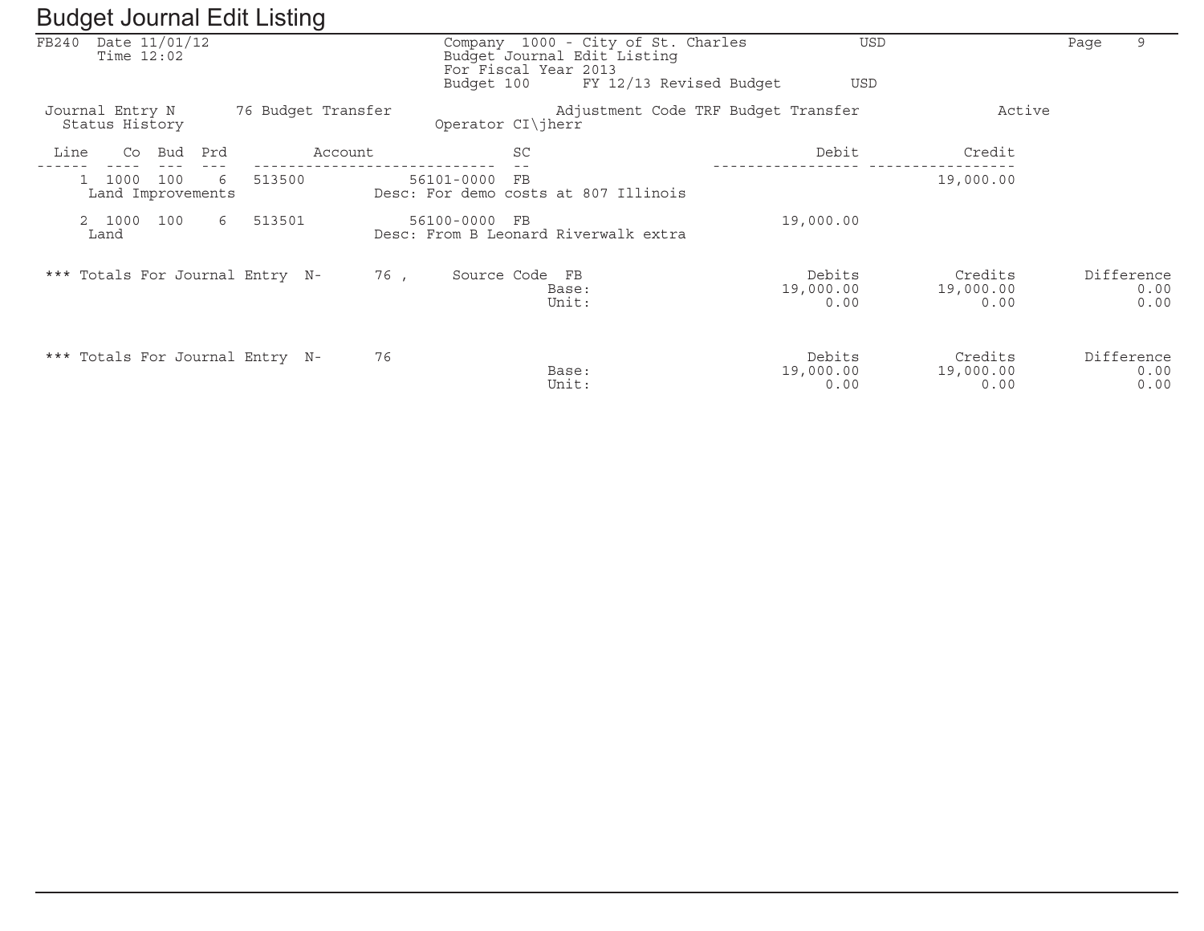# Budget Journal Edit Listing

FB240 Date 11/01/12
Time 12:02

Company 1000 - City of St. Charles USD
Budget Journal Edit Listing
For Fiscal Year 2013
Budget 100 FY 12/13 Revised Budget USD

Page 9

Journal Entry N 76 Budget Transfer Adjustment Code TRF Budget Transfer Active
Status History Operator CI\jherr

| Line | Co | Bud | Prd | Account | | SC | Debit | Credit |
|---|---|---|---|---|---|---|---|---|
| 1 | 1000 | 100 | 6 | 513500 | 56101-0000 | FB | | 19,000.00 |
| | Land Improvements | | | | Desc: For demo costs at 807 Illinois | | | |
| 2 | 1000 | 100 | 6 | 513501 | 56100-0000 | FB | 19,000.00 | |
| | Land | | | | Desc: From B Leonard Riverwalk extra | | | |

| *** Totals For Journal Entry N- 76 , Source Code FB | | Debits | Credits | Difference |
|---|---|---|---|---|
| | Base: | 19,000.00 | 19,000.00 | 0.00 |
| | Unit: | 0.00 | 0.00 | 0.00 |

| *** Totals For Journal Entry N- 76 | | Debits | Credits | Difference |
|---|---|---|---|---|
| | Base: | 19,000.00 | 19,000.00 | 0.00 |
| | Unit: | 0.00 | 0.00 | 0.00 |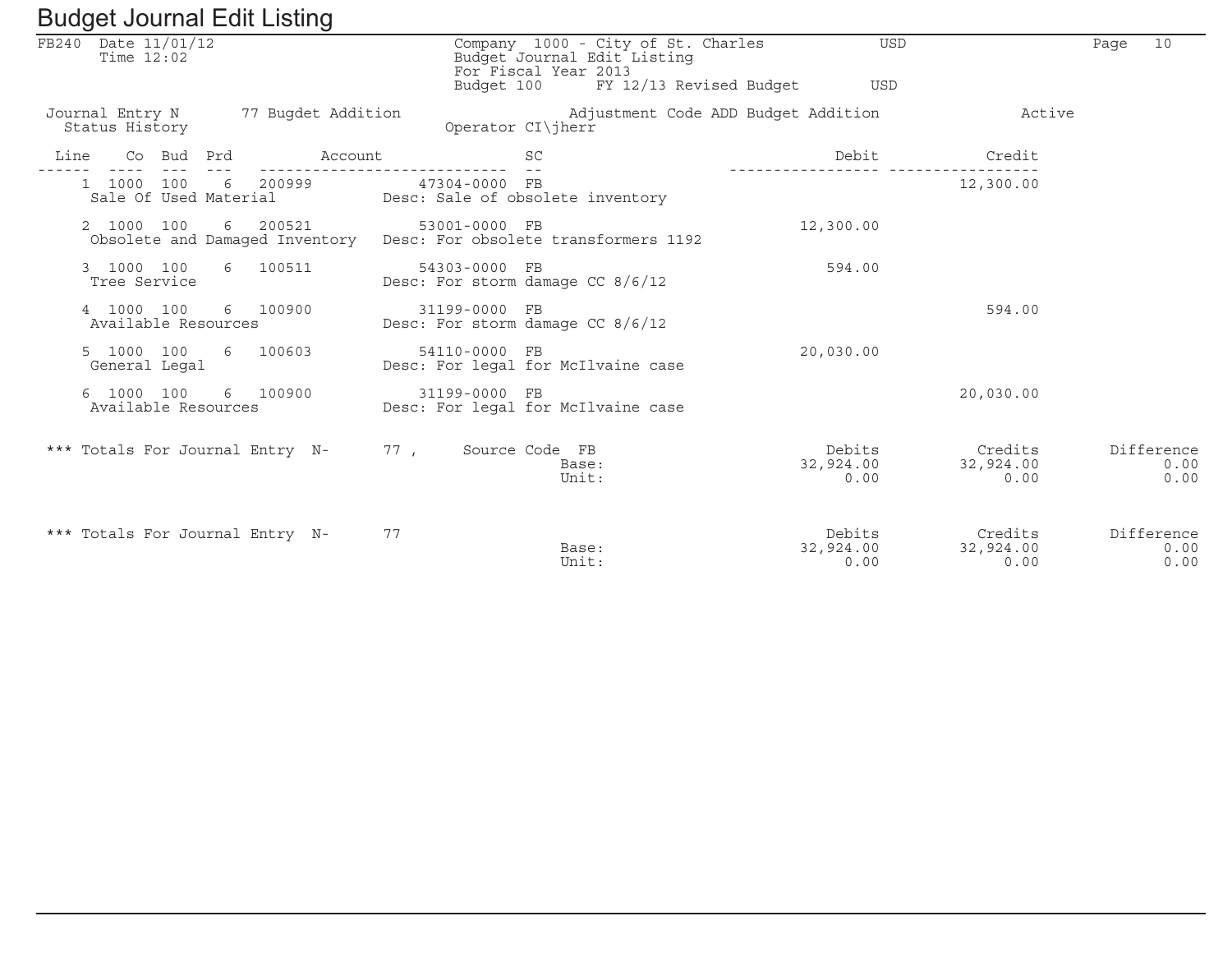# Budget Journal Edit Listing

FB240 Date 11/01/12
Time 12:02

Company 1000 - City of St. Charles USD
Budget Journal Edit Listing
For Fiscal Year 2013
Budget 100 FY 12/13 Revised Budget USD

Journal Entry N 77 Bugdet Addition — Adjustment Code ADD Budget Addition — Active
Status History — Operator CI\jherr

| Line | Co | Bud | Prd | Account | | SC | Debit | Credit |
|---|---|---|---|---|---|---|---|---|
| 1 | 1000 | 100 | 6 | 200999 | 47304-0000 | FB | | 12,300.00 |
| | Sale Of Used Material | | | | Desc: Sale of obsolete inventory | | | |
| 2 | 1000 | 100 | 6 | 200521 | 53001-0000 | FB | 12,300.00 | |
| | Obsolete and Damaged Inventory | | | | Desc: For obsolete transformers 1192 | | | |
| 3 | 1000 | 100 | 6 | 100511 | 54303-0000 | FB | 594.00 | |
| | Tree Service | | | | Desc: For storm damage CC 8/6/12 | | | |
| 4 | 1000 | 100 | 6 | 100900 | 31199-0000 | FB | | 594.00 |
| | Available Resources | | | | Desc: For storm damage CC 8/6/12 | | | |
| 5 | 1000 | 100 | 6 | 100603 | 54110-0000 | FB | 20,030.00 | |
| | General Legal | | | | Desc: For legal for McIlvaine case | | | |
| 6 | 1000 | 100 | 6 | 100900 | 31199-0000 | FB | | 20,030.00 |
| | Available Resources | | | | Desc: For legal for McIlvaine case | | | |

| *** Totals For Journal Entry N- 77 , Source Code FB | | Debits | Credits | Difference |
|---|---|---|---|---|
| | Base: | 32,924.00 | 32,924.00 | 0.00 |
| | Unit: | 0.00 | 0.00 | 0.00 |

| *** Totals For Journal Entry N- 77 | | Debits | Credits | Difference |
|---|---|---|---|---|
| | Base: | 32,924.00 | 32,924.00 | 0.00 |
| | Unit: | 0.00 | 0.00 | 0.00 |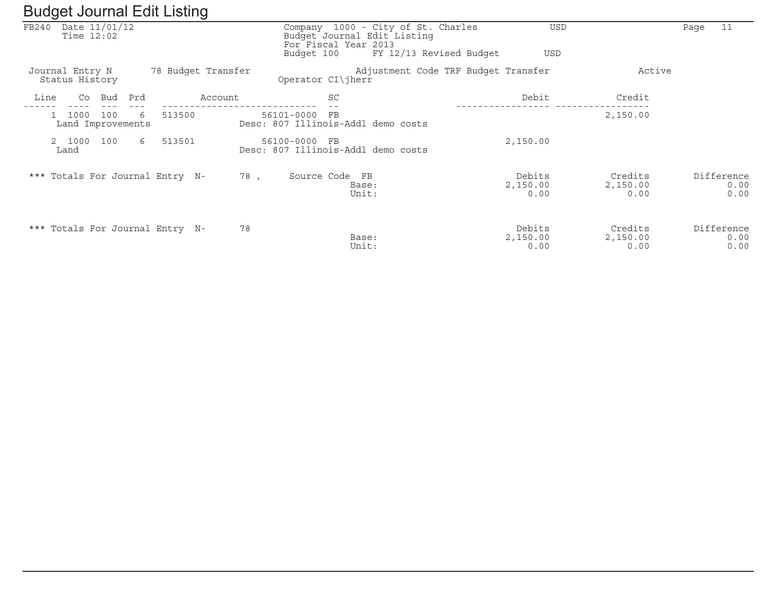# Budget Journal Edit Listing

FB240 Date 11/01/12
Time 12:02

Company 1000 - City of St. Charles USD
Budget Journal Edit Listing
For Fiscal Year 2013
Budget 100 FY 12/13 Revised Budget USD

Journal Entry N 78 Budget Transfer
Status History

Adjustment Code TRF Budget Transfer
Operator CI\jherr

Active

| Line | Co | Bud | Prd | Account | | SC | Debit | Credit |
|---|---|---|---|---|---|---|---|---|
| 1 | 1000 | 100 | 6 | 513500 | 56101-0000 | FB | | 2,150.00 |
| | Land Improvements | | | | Desc: 807 Illinois-Addl demo costs | | | |
| 2 | 1000 | 100 | 6 | 513501 | 56100-0000 | FB | 2,150.00 | |
| | Land | | | | Desc: 807 Illinois-Addl demo costs | | | |

*** Totals For Journal Entry N- 78 , Source Code FB

| | Debits | Credits | Difference |
|---|---|---|---|
| Base: | 2,150.00 | 2,150.00 | 0.00 |
| Unit: | 0.00 | 0.00 | 0.00 |

*** Totals For Journal Entry N- 78

| | Debits | Credits | Difference |
|---|---|---|---|
| Base: | 2,150.00 | 2,150.00 | 0.00 |
| Unit: | 0.00 | 0.00 | 0.00 |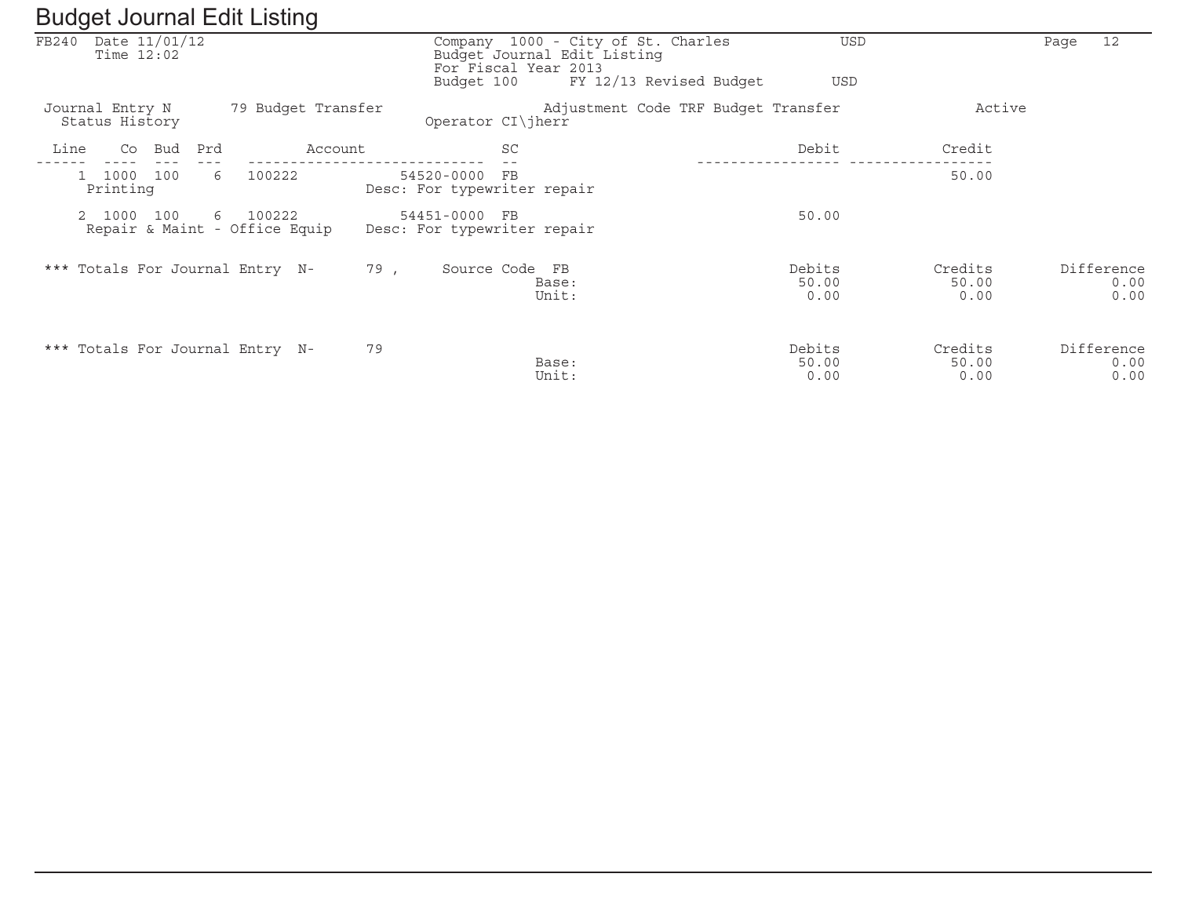# Budget Journal Edit Listing

FB240 Date 11/01/12
Time 12:02

Company 1000 - City of St. Charles USD
Budget Journal Edit Listing
For Fiscal Year 2013
Budget 100 FY 12/13 Revised Budget USD

Journal Entry N 79 Budget Transfer    Adjustment Code TRF Budget Transfer    Active
Status History    Operator CI\jherr

| Line | Co | Bud | Prd | Account | | SC | Debit | Credit |
|---|---|---|---|---|---|---|---|---|
| 1 | 1000 | 100 | 6 | 100222 | 54520-0000 | FB | | 50.00 |
| | Printing | | | | Desc: For typewriter repair | | | |
| 2 | 1000 | 100 | 6 | 100222 | 54451-0000 | FB | 50.00 | |
| | Repair & Maint - Office Equip | | | | Desc: For typewriter repair | | | |

*** Totals For Journal Entry N- 79 , Source Code FB

| | Debits | Credits | Difference |
|---|---|---|---|
| Base: | 50.00 | 50.00 | 0.00 |
| Unit: | 0.00 | 0.00 | 0.00 |

*** Totals For Journal Entry N- 79

| | Debits | Credits | Difference |
|---|---|---|---|
| Base: | 50.00 | 50.00 | 0.00 |
| Unit: | 0.00 | 0.00 | 0.00 |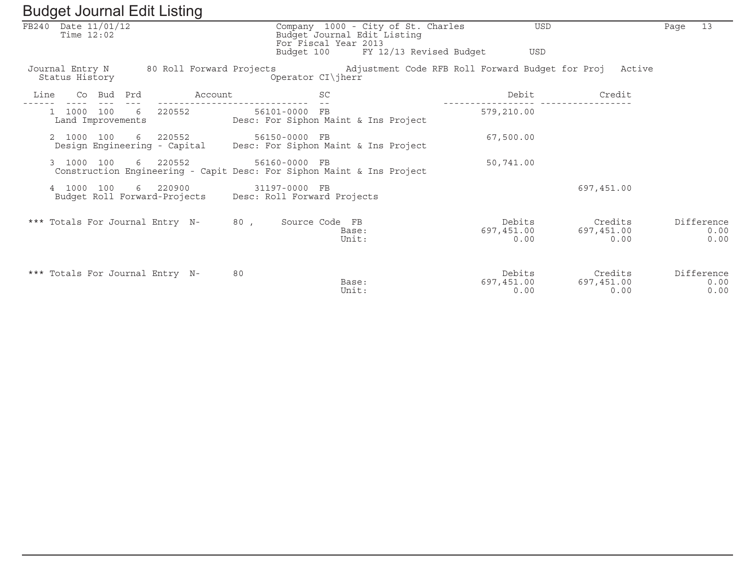# Budget Journal Edit Listing

FB240 Date 11/01/12
Time 12:02

Company 1000 - City of St. Charles USD
Budget Journal Edit Listing
For Fiscal Year 2013
Budget 100 FY 12/13 Revised Budget USD

Journal Entry N 80 Roll Forward Projects Adjustment Code RFB Roll Forward Budget for Proj Active
Status History Operator CI\jherr

| Line | Co | Bud | Prd | Account | | SC | Debit | Credit |
|---|---|---|---|---|---|---|---|---|
| 1 | 1000 | 100 | 6 | 220552 | 56101-0000 | FB | 579,210.00 | |
| | Land Improvements | | | | Desc: For Siphon Maint & Ins Project | | | |
| 2 | 1000 | 100 | 6 | 220552 | 56150-0000 | FB | 67,500.00 | |
| | Design Engineering - Capital | | | | Desc: For Siphon Maint & Ins Project | | | |
| 3 | 1000 | 100 | 6 | 220552 | 56160-0000 | FB | 50,741.00 | |
| | Construction Engineering - Capit | | | | Desc: For Siphon Maint & Ins Project | | | |
| 4 | 1000 | 100 | 6 | 220900 | 31197-0000 | FB | | 697,451.00 |
| | Budget Roll Forward-Projects | | | | Desc: Roll Forward Projects | | | |

| *** Totals For Journal Entry N- 80 , Source Code FB | | Debits | Credits | Difference |
|---|---|---|---|---|
| | Base: | 697,451.00 | 697,451.00 | 0.00 |
| | Unit: | 0.00 | 0.00 | 0.00 |

| *** Totals For Journal Entry N- 80 | | Debits | Credits | Difference |
|---|---|---|---|---|
| | Base: | 697,451.00 | 697,451.00 | 0.00 |
| | Unit: | 0.00 | 0.00 | 0.00 |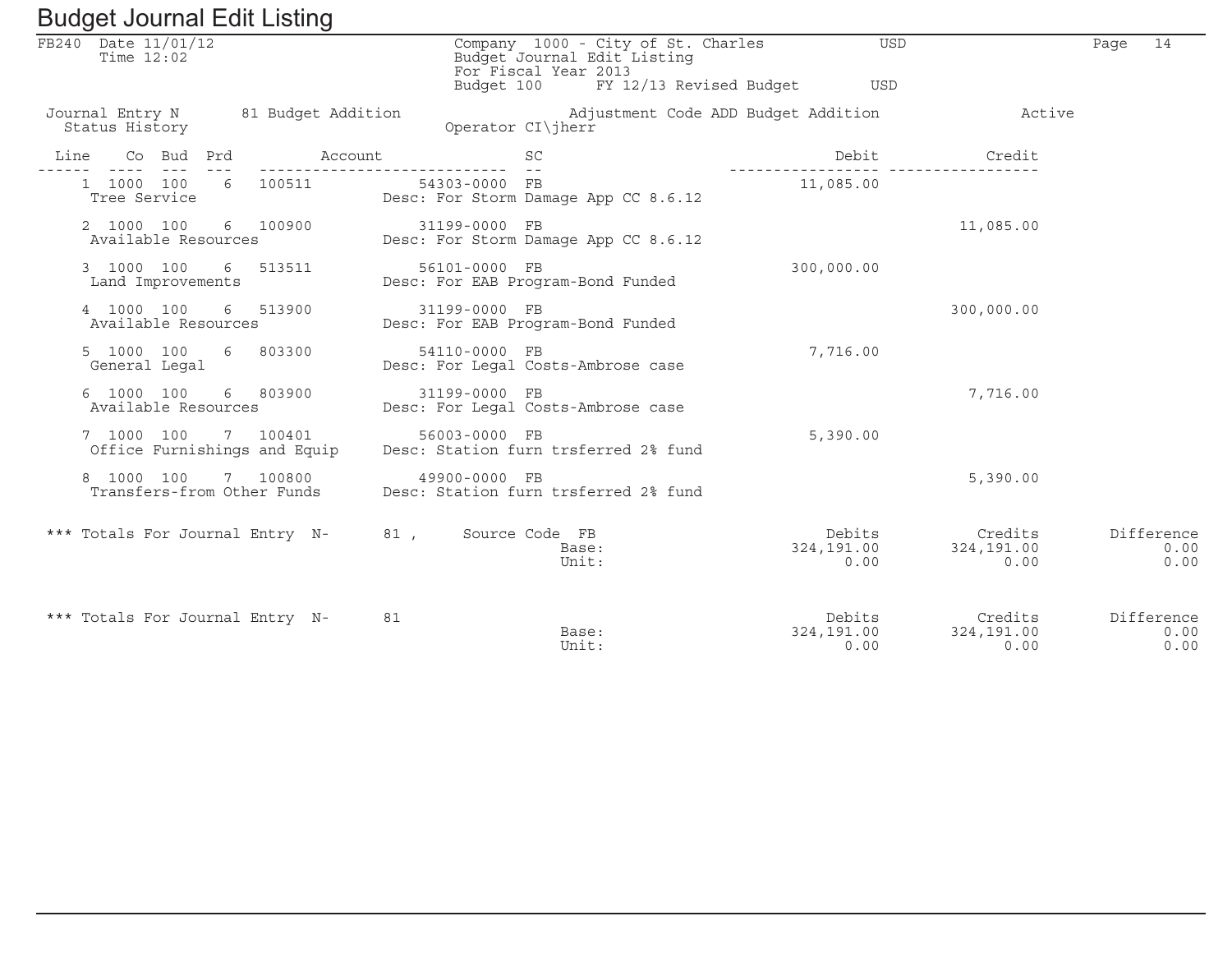# Budget Journal Edit Listing

FB240 Date 11/01/12
Time 12:02

Company 1000 - City of St. Charles USD
Budget Journal Edit Listing
For Fiscal Year 2013
Budget 100 FY 12/13 Revised Budget USD

Page 14

Journal Entry N 81 Budget Addition Adjustment Code ADD Budget Addition Active
Status History Operator CI\jherr

| Line | Co | Bud | Prd | Account | | SC | Description | Debit | Credit |
|---|---|---|---|---|---|---|---|---|---|
| 1 | 1000 | 100 | 6 | 100511 | 54303-0000 | FB | | 11,085.00 | |
| | Tree Service | | | | | | Desc: For Storm Damage App CC 8.6.12 | | |
| 2 | 1000 | 100 | 6 | 100900 | 31199-0000 | FB | | | 11,085.00 |
| | Available Resources | | | | | | Desc: For Storm Damage App CC 8.6.12 | | |
| 3 | 1000 | 100 | 6 | 513511 | 56101-0000 | FB | | 300,000.00 | |
| | Land Improvements | | | | | | Desc: For EAB Program-Bond Funded | | |
| 4 | 1000 | 100 | 6 | 513900 | 31199-0000 | FB | | | 300,000.00 |
| | Available Resources | | | | | | Desc: For EAB Program-Bond Funded | | |
| 5 | 1000 | 100 | 6 | 803300 | 54110-0000 | FB | | 7,716.00 | |
| | General Legal | | | | | | Desc: For Legal Costs-Ambrose case | | |
| 6 | 1000 | 100 | 6 | 803900 | 31199-0000 | FB | | | 7,716.00 |
| | Available Resources | | | | | | Desc: For Legal Costs-Ambrose case | | |
| 7 | 1000 | 100 | 7 | 100401 | 56003-0000 | FB | | 5,390.00 | |
| | Office Furnishings and Equip | | | | | | Desc: Station furn trsferred 2% fund | | |
| 8 | 1000 | 100 | 7 | 100800 | 49900-0000 | FB | | | 5,390.00 |
| | Transfers-from Other Funds | | | | | | Desc: Station furn trsferred 2% fund | | |

*** Totals For Journal Entry N- 81 , Source Code FB

| | Debits | Credits | Difference |
|---|---|---|---|
| Base: | 324,191.00 | 324,191.00 | 0.00 |
| Unit: | 0.00 | 0.00 | 0.00 |

*** Totals For Journal Entry N- 81

| | Debits | Credits | Difference |
|---|---|---|---|
| Base: | 324,191.00 | 324,191.00 | 0.00 |
| Unit: | 0.00 | 0.00 | 0.00 |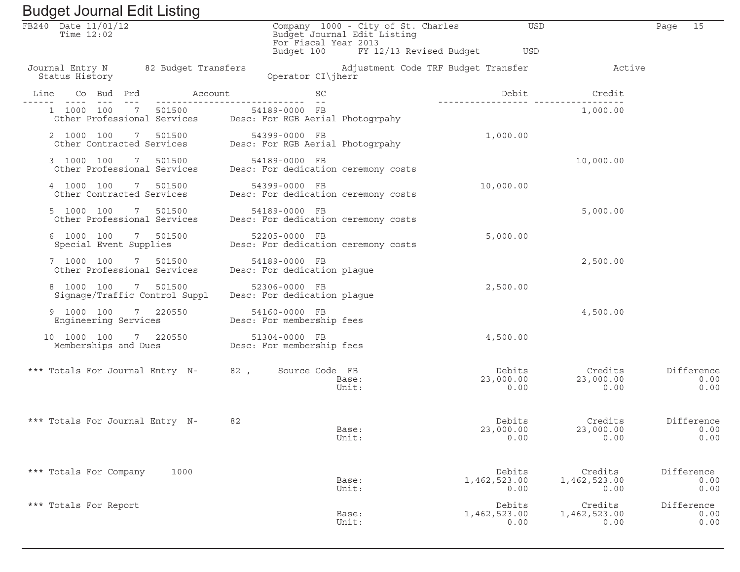# Budget Journal Edit Listing

FB240 Date 11/01/12
Time 12:02

Company 1000 - City of St. Charles USD
Budget Journal Edit Listing
For Fiscal Year 2013
Budget 100 FY 12/13 Revised Budget USD

Journal Entry N 82 Budget Transfers Adjustment Code TRF Budget Transfer Active
Status History Operator CI\jherr

| Line | Co | Bud | Prd | Account | | SC | Debit | Credit |
|---|---|---|---|---|---|---|---|---|
| 1 | 1000 | 100 | 7 | 501500 | 54189-0000 | FB | | 1,000.00 |
| | Other Professional Services | | | | Desc: For RGB Aerial Photogrpahy | | | |
| 2 | 1000 | 100 | 7 | 501500 | 54399-0000 | FB | 1,000.00 | |
| | Other Contracted Services | | | | Desc: For RGB Aerial Photogrpahy | | | |
| 3 | 1000 | 100 | 7 | 501500 | 54189-0000 | FB | | 10,000.00 |
| | Other Professional Services | | | | Desc: For dedication ceremony costs | | | |
| 4 | 1000 | 100 | 7 | 501500 | 54399-0000 | FB | 10,000.00 | |
| | Other Contracted Services | | | | Desc: For dedication ceremony costs | | | |
| 5 | 1000 | 100 | 7 | 501500 | 54189-0000 | FB | | 5,000.00 |
| | Other Professional Services | | | | Desc: For dedication ceremony costs | | | |
| 6 | 1000 | 100 | 7 | 501500 | 52205-0000 | FB | 5,000.00 | |
| | Special Event Supplies | | | | Desc: For dedication ceremony costs | | | |
| 7 | 1000 | 100 | 7 | 501500 | 54189-0000 | FB | | 2,500.00 |
| | Other Professional Services | | | | Desc: For dedication plague | | | |
| 8 | 1000 | 100 | 7 | 501500 | 52306-0000 | FB | 2,500.00 | |
| | Signage/Traffic Control Suppl | | | | Desc: For dedication plague | | | |
| 9 | 1000 | 100 | 7 | 220550 | 54160-0000 | FB | | 4,500.00 |
| | Engineering Services | | | | Desc: For membership fees | | | |
| 10 | 1000 | 100 | 7 | 220550 | 51304-0000 | FB | 4,500.00 | |
| | Memberships and Dues | | | | Desc: For membership fees | | | |

| | | Debits | Credits | Difference |
|---|---|---|---|---|
| *** Totals For Journal Entry N- 82 , Source Code FB | Base: | 23,000.00 | 23,000.00 | 0.00 |
| | Unit: | 0.00 | 0.00 | 0.00 |
| *** Totals For Journal Entry N- 82 | Base: | 23,000.00 | 23,000.00 | 0.00 |
| | Unit: | 0.00 | 0.00 | 0.00 |
| *** Totals For Company 1000 | Base: | 1,462,523.00 | 1,462,523.00 | 0.00 |
| | Unit: | 0.00 | 0.00 | 0.00 |
| *** Totals For Report | Base: | 1,462,523.00 | 1,462,523.00 | 0.00 |
| | Unit: | 0.00 | 0.00 | 0.00 |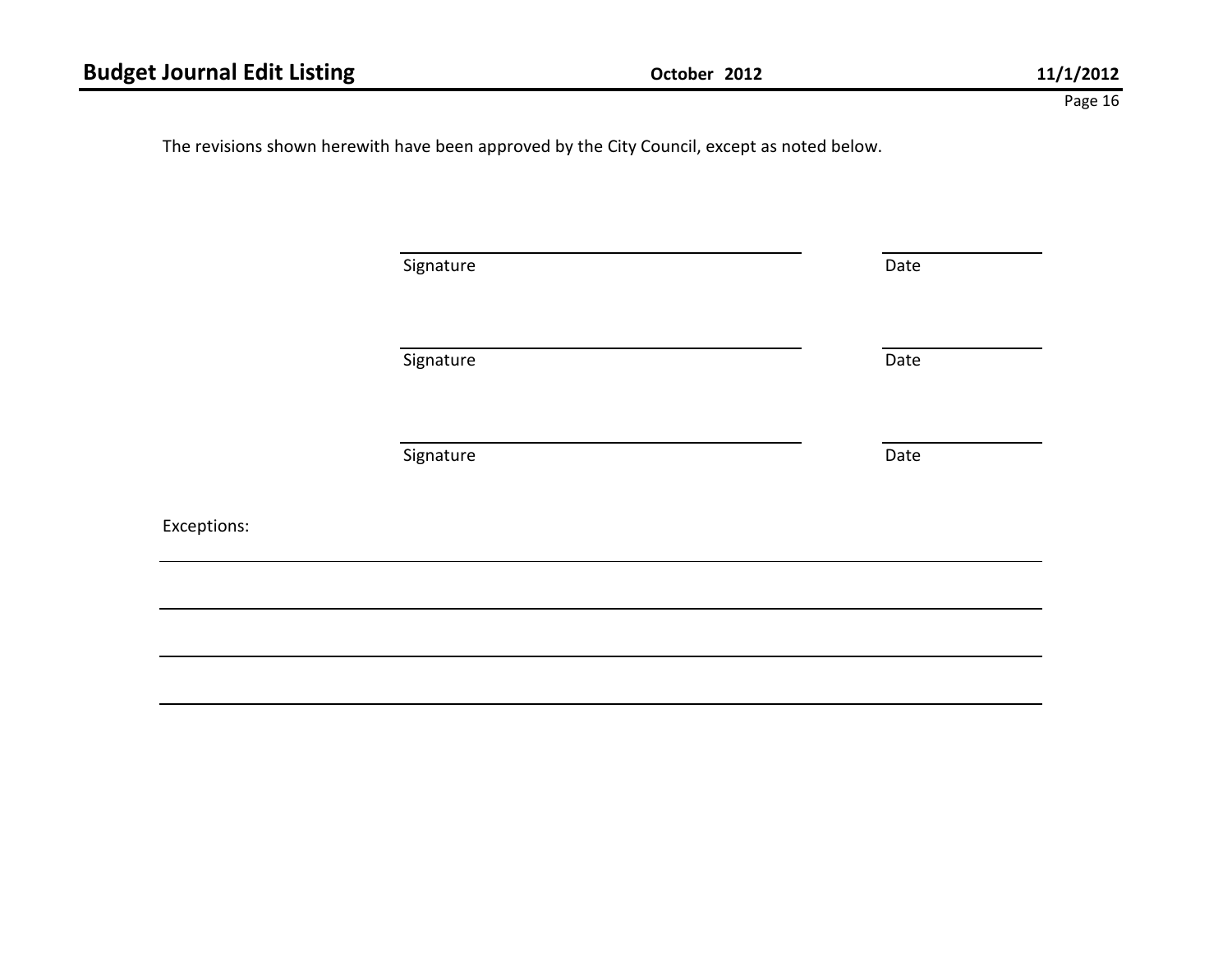# Budget Journal Edit Listing

**October 2012** **11/1/2012**

The revisions shown herewith have been approved by the City Council, except as noted below.

\_\_\_\_\_\_\_\_\_\_\_\_\_\_\_\_\_\_\_\_\_\_\_\_\_\_\_\_\_\_\_\_\_\_\_\_\_\_\_\_ \_\_\_\_\_\_\_\_\_\_\_\_\_\_\_\_
Signature Date

\_\_\_\_\_\_\_\_\_\_\_\_\_\_\_\_\_\_\_\_\_\_\_\_\_\_\_\_\_\_\_\_\_\_\_\_\_\_\_\_ \_\_\_\_\_\_\_\_\_\_\_\_\_\_\_\_
Signature Date

\_\_\_\_\_\_\_\_\_\_\_\_\_\_\_\_\_\_\_\_\_\_\_\_\_\_\_\_\_\_\_\_\_\_\_\_\_\_\_\_ \_\_\_\_\_\_\_\_\_\_\_\_\_\_\_\_
Signature Date

Exceptions:

\_\_\_\_\_\_\_\_\_\_\_\_\_\_\_\_\_\_\_\_\_\_\_\_\_\_\_\_\_\_\_\_\_\_\_\_\_\_\_\_\_\_\_\_\_\_\_\_\_\_\_\_\_\_\_\_\_\_\_\_\_\_\_\_\_\_\_\_\_\_

\_\_\_\_\_\_\_\_\_\_\_\_\_\_\_\_\_\_\_\_\_\_\_\_\_\_\_\_\_\_\_\_\_\_\_\_\_\_\_\_\_\_\_\_\_\_\_\_\_\_\_\_\_\_\_\_\_\_\_\_\_\_\_\_\_\_\_\_\_\_

\_\_\_\_\_\_\_\_\_\_\_\_\_\_\_\_\_\_\_\_\_\_\_\_\_\_\_\_\_\_\_\_\_\_\_\_\_\_\_\_\_\_\_\_\_\_\_\_\_\_\_\_\_\_\_\_\_\_\_\_\_\_\_\_\_\_\_\_\_\_

\_\_\_\_\_\_\_\_\_\_\_\_\_\_\_\_\_\_\_\_\_\_\_\_\_\_\_\_\_\_\_\_\_\_\_\_\_\_\_\_\_\_\_\_\_\_\_\_\_\_\_\_\_\_\_\_\_\_\_\_\_\_\_\_\_\_\_\_\_\_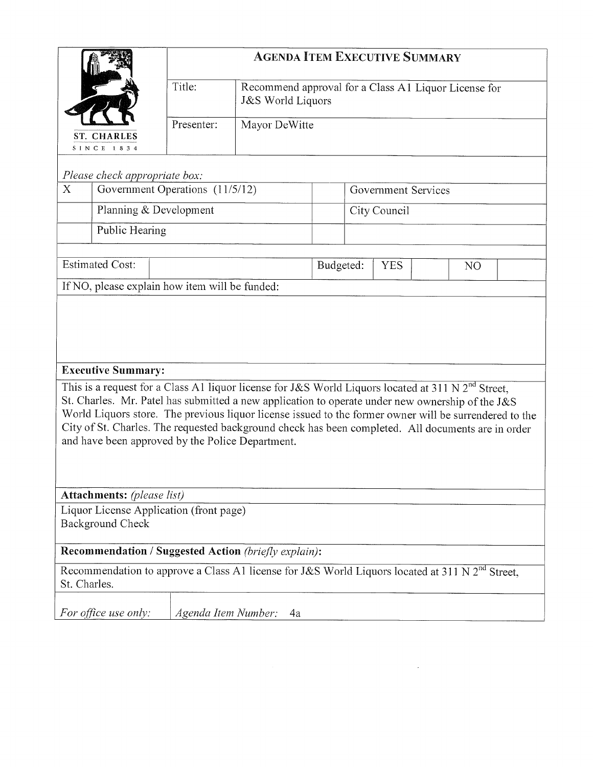ST. CHARLES
SINCE 1834

# AGENDA ITEM EXECUTIVE SUMMARY

| | |
|---|---|
| Title: | Recommend approval for a Class A1 Liquor License for J&S World Liquors |
| Presenter: | Mayor DeWitte |

*Please check appropriate box:*

| | | | |
|---|---|---|---|
| X | Government Operations (11/5/12) | | Government Services |
| | Planning & Development | | City Council |
| | Public Hearing | | |

| Estimated Cost: | | Budgeted: | YES | | NO | |
|---|---|---|---|---|---|---|

If NO, please explain how item will be funded:

**Executive Summary:**

This is a request for a Class A1 liquor license for J&S World Liquors located at 311 N 2nd Street, St. Charles. Mr. Patel has submitted a new application to operate under new ownership of the J&S World Liquors store. The previous liquor license issued to the former owner will be surrendered to the City of St. Charles. The requested background check has been completed. All documents are in order and have been approved by the Police Department.

**Attachments:** *(please list)*

Liquor License Application (front page)
Background Check

**Recommendation / Suggested Action** *(briefly explain)*:

Recommendation to approve a Class A1 license for J&S World Liquors located at 311 N 2nd Street, St. Charles.

| *For office use only:* | *Agenda Item Number:* 4a |
|---|---|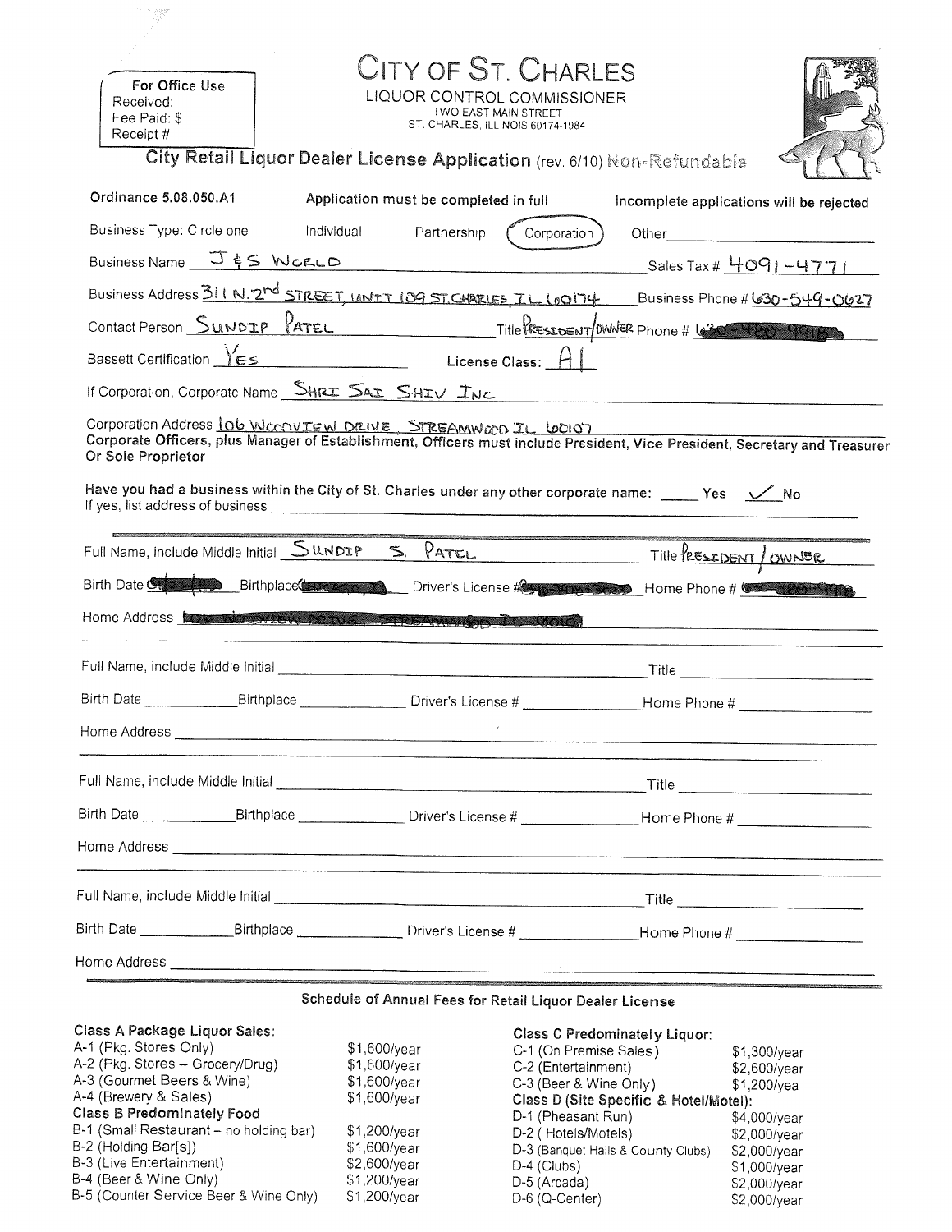| For Office Use |
|---|
| Received: |
| Fee Paid: $ |
| Receipt # |

# CITY OF ST. CHARLES

LIQUOR CONTROL COMMISSIONER
TWO EAST MAIN STREET
ST. CHARLES, ILLINOIS 60174-1984

## City Retail Liquor Dealer License Application (rev. 6/10) Non-Refundable

**Ordinance 5.08.050.A1** **Application must be completed in full** **Incomplete applications will be rejected**

Business Type: Circle one Individual Partnership (Corporation — circled) Other________

Business Name J & S WORLD Sales Tax # 4091-4771

Business Address 311 N. 2nd STREET, UNIT 109 ST. CHARLES, IL 60174 Business Phone # 630-549-0627

Contact Person SUNDIP PATEL Title PRESIDENT/OWNER Phone # [redacted]

Bassett Certification YES License Class: A1

If Corporation, Corporate Name SHRI SAI SHIV INC

Corporation Address 106 WOODVIEW DRIVE, STREAMWOOD IL 60107

**Corporate Officers, plus Manager of Establishment, Officers must include President, Vice President, Secretary and Treasurer Or Sole Proprietor**

**Have you had a business within the City of St. Charles under any other corporate name:** _____ **Yes** ✓ **No**

If yes, list address of business ________

---

Full Name, include Middle Initial SUNDIP S. PATEL Title PRESIDENT / OWNER

Birth Date [redacted] Birthplace [redacted] Driver's License # [redacted] Home Phone # [redacted]

Home Address [redacted]

---

Full Name, include Middle Initial ________ Title ________

Birth Date ________ Birthplace ________ Driver's License # ________ Home Phone # ________

Home Address ________

---

Full Name, include Middle Initial ________ Title ________

Birth Date ________ Birthplace ________ Driver's License # ________ Home Phone # ________

Home Address ________

---

Full Name, include Middle Initial ________ Title ________

Birth Date ________ Birthplace ________ Driver's License # ________ Home Phone # ________

Home Address ________

---

### Schedule of Annual Fees for Retail Liquor Dealer License

| Class | Fee | Class | Fee |
|---|---|---|---|
| **Class A Package Liquor Sales:** | | **Class C Predominately Liquor:** | |
| A-1 (Pkg. Stores Only) | $1,600/year | C-1 (On Premise Sales) | $1,300/year |
| A-2 (Pkg. Stores – Grocery/Drug) | $1,600/year | C-2 (Entertainment) | $2,600/year |
| A-3 (Gourmet Beers & Wine) | $1,600/year | C-3 (Beer & Wine Only) | $1,200/yea |
| A-4 (Brewery & Sales) | $1,600/year | **Class D (Site Specific & Hotel/Motel):** | |
| **Class B Predominately Food** | | D-1 (Pheasant Run) | $4,000/year |
| B-1 (Small Restaurant – no holding bar) | $1,200/year | D-2 ( Hotels/Motels) | $2,000/year |
| B-2 (Holding Bar[s]) | $1,600/year | D-3 (Banquet Halls & County Clubs) | $2,000/year |
| B-3 (Live Entertainment) | $2,600/year | D-4 (Clubs) | $1,000/year |
| B-4 (Beer & Wine Only) | $1,200/year | D-5 (Arcada) | $2,000/year |
| B-5 (Counter Service Beer & Wine Only) | $1,200/year | D-6 (Q-Center) | $2,000/year |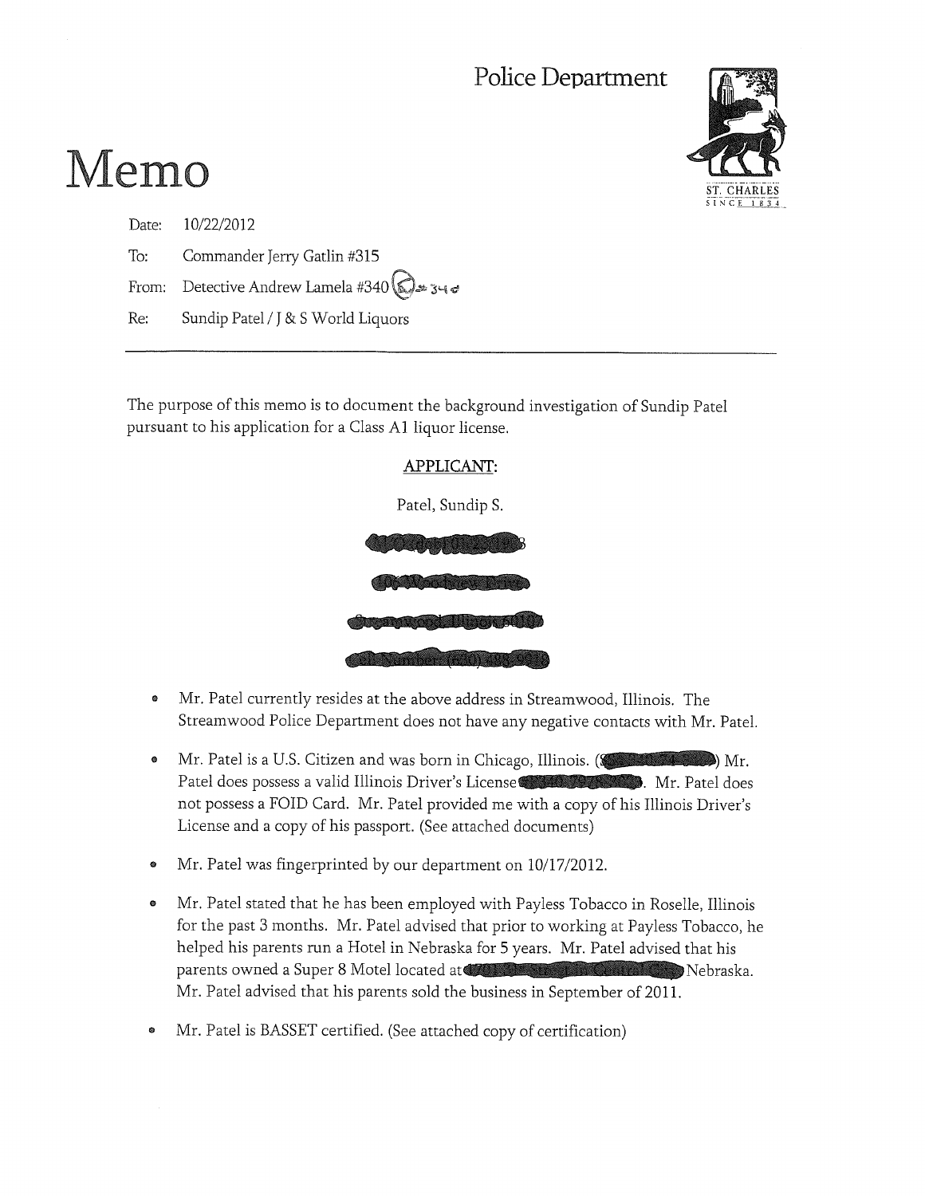Police Department

# Memo

Date: 10/22/2012

To: Commander Jerry Gatlin #315

From: Detective Andrew Lamela #340

Re: Sundip Patel / J & S World Liquors

---

The purpose of this memo is to document the background investigation of Sundip Patel pursuant to his application for a Class A1 liquor license.

## APPLICANT:

Patel, Sundip S.

- Mr. Patel currently resides at the above address in Streamwood, Illinois. The Streamwood Police Department does not have any negative contacts with Mr. Patel.
- Mr. Patel is a U.S. Citizen and was born in Chicago, Illinois. ( ) Mr. Patel does possess a valid Illinois Driver's License . Mr. Patel does not possess a FOID Card. Mr. Patel provided me with a copy of his Illinois Driver's License and a copy of his passport. (See attached documents)
- Mr. Patel was fingerprinted by our department on 10/17/2012.
- Mr. Patel stated that he has been employed with Payless Tobacco in Roselle, Illinois for the past 3 months. Mr. Patel advised that prior to working at Payless Tobacco, he helped his parents run a Hotel in Nebraska for 5 years. Mr. Patel advised that his parents owned a Super 8 Motel located at Nebraska. Mr. Patel advised that his parents sold the business in September of 2011.
- Mr. Patel is BASSET certified. (See attached copy of certification)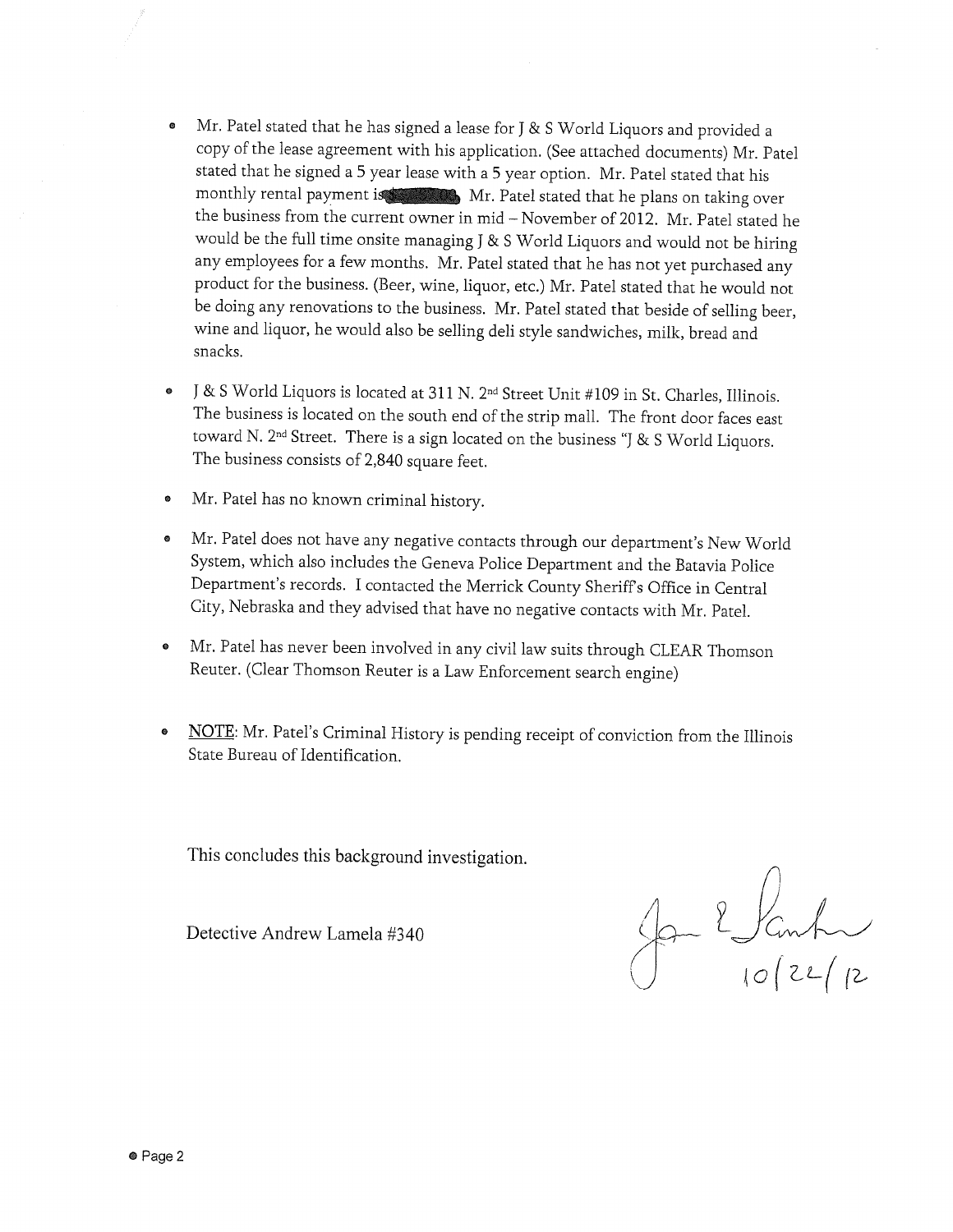- Mr. Patel stated that he has signed a lease for J & S World Liquors and provided a copy of the lease agreement with his application. (See attached documents) Mr. Patel stated that he signed a 5 year lease with a 5 year option. Mr. Patel stated that his monthly rental payment is [redacted]. Mr. Patel stated that he plans on taking over the business from the current owner in mid – November of 2012. Mr. Patel stated he would be the full time onsite managing J & S World Liquors and would not be hiring any employees for a few months. Mr. Patel stated that he has not yet purchased any product for the business. (Beer, wine, liquor, etc.) Mr. Patel stated that he would not be doing any renovations to the business. Mr. Patel stated that beside of selling beer, wine and liquor, he would also be selling deli style sandwiches, milk, bread and snacks.

- J & S World Liquors is located at 311 N. 2nd Street Unit #109 in St. Charles, Illinois. The business is located on the south end of the strip mall. The front door faces east toward N. 2nd Street. There is a sign located on the business "J & S World Liquors. The business consists of 2,840 square feet.

- Mr. Patel has no known criminal history.

- Mr. Patel does not have any negative contacts through our department's New World System, which also includes the Geneva Police Department and the Batavia Police Department's records. I contacted the Merrick County Sheriff's Office in Central City, Nebraska and they advised that have no negative contacts with Mr. Patel.

- Mr. Patel has never been involved in any civil law suits through CLEAR Thomson Reuter. (Clear Thomson Reuter is a Law Enforcement search engine)

- NOTE: Mr. Patel's Criminal History is pending receipt of conviction from the Illinois State Bureau of Identification.

This concludes this background investigation.

Detective Andrew Lamela #340

[signature] 10/22/12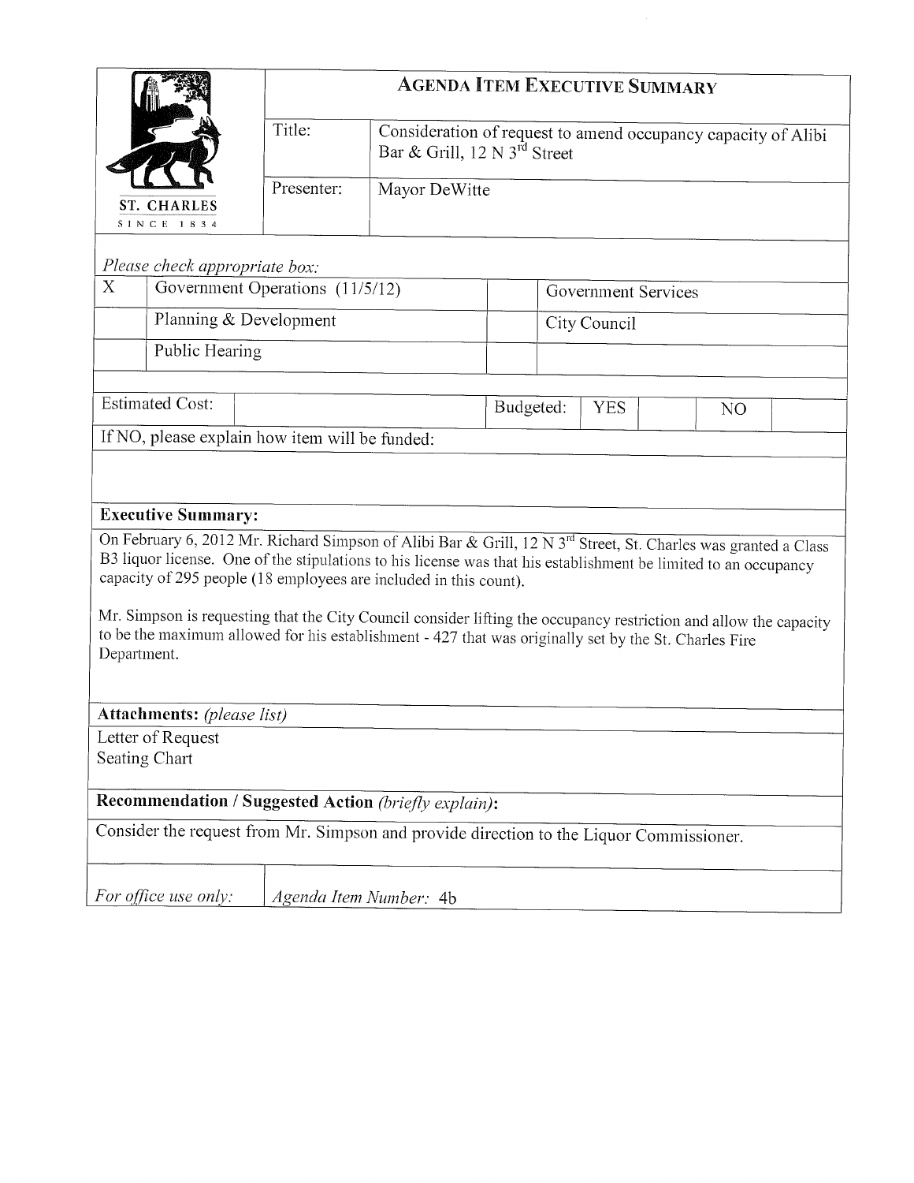# AGENDA ITEM EXECUTIVE SUMMARY

ST. CHARLES
SINCE 1834

| | |
|---|---|
| Title: | Consideration of request to amend occupancy capacity of Alibi Bar & Grill, 12 N 3rd Street |
| Presenter: | Mayor DeWitte |

*Please check appropriate box:*

| | | | |
|---|---|---|---|
| X | Government Operations (11/5/12) | | Government Services |
| | Planning & Development | | City Council |
| | Public Hearing | | |

| Estimated Cost: | | Budgeted: | YES | | NO | |
|---|---|---|---|---|---|---|

If NO, please explain how item will be funded:

**Executive Summary:**

On February 6, 2012 Mr. Richard Simpson of Alibi Bar & Grill, 12 N 3rd Street, St. Charles was granted a Class B3 liquor license. One of the stipulations to his license was that his establishment be limited to an occupancy capacity of 295 people (18 employees are included in this count).

Mr. Simpson is requesting that the City Council consider lifting the occupancy restriction and allow the capacity to be the maximum allowed for his establishment - 427 that was originally set by the St. Charles Fire Department.

**Attachments:** *(please list)*

Letter of Request
Seating Chart

**Recommendation / Suggested Action** *(briefly explain)***:**

Consider the request from Mr. Simpson and provide direction to the Liquor Commissioner.

| *For office use only:* | *Agenda Item Number:* 4b |
|---|---|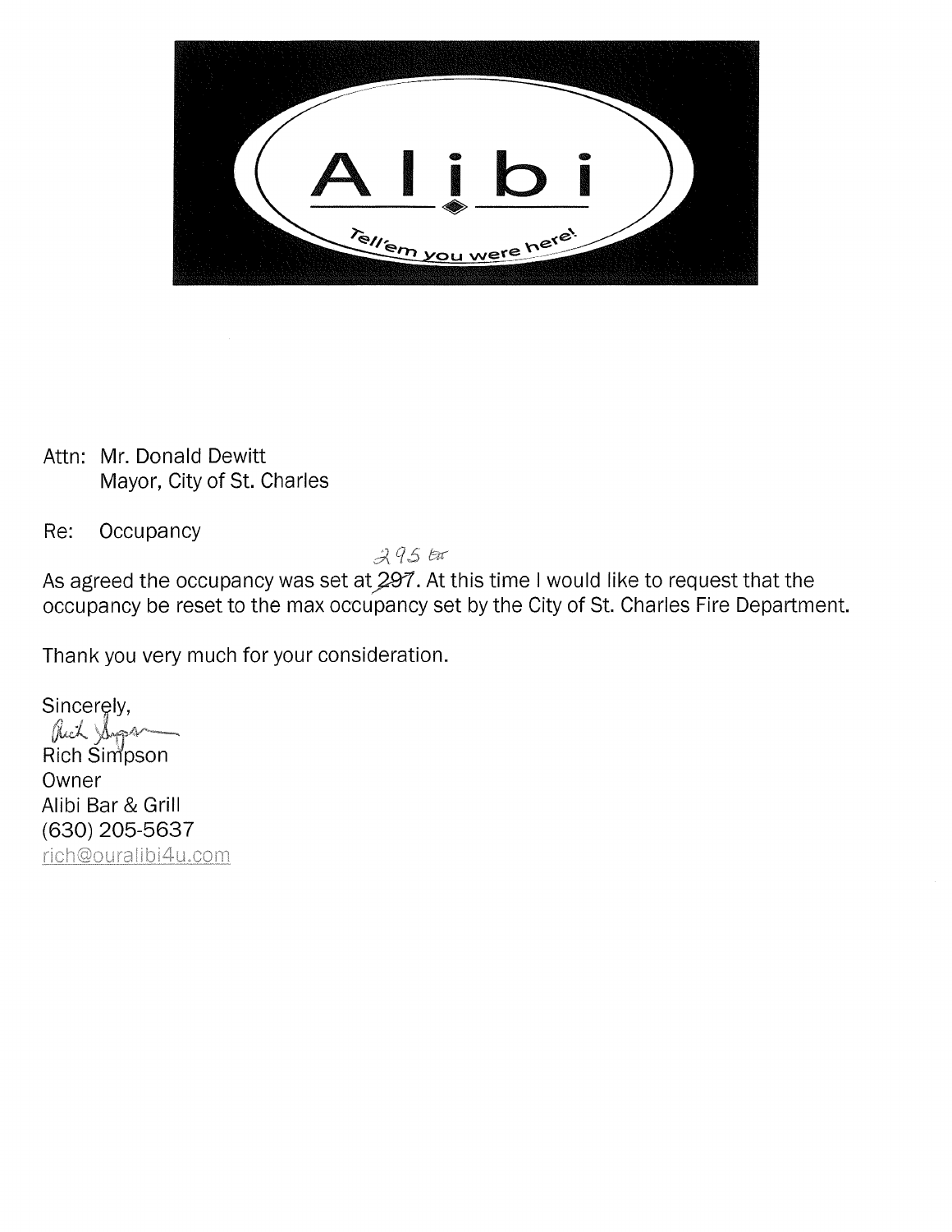Alibi

Tell'em you were here!

Attn: Mr. Donald Dewitt
Mayor, City of St. Charles

Re: Occupancy

As agreed the occupancy was set at ~~297~~ 295 ER. At this time I would like to request that the occupancy be reset to the max occupancy set by the City of St. Charles Fire Department.

Thank you very much for your consideration.

Sincerely,

Rich Simpson
Owner
Alibi Bar & Grill
(630) 205-5637
rich@ouralibi4u.com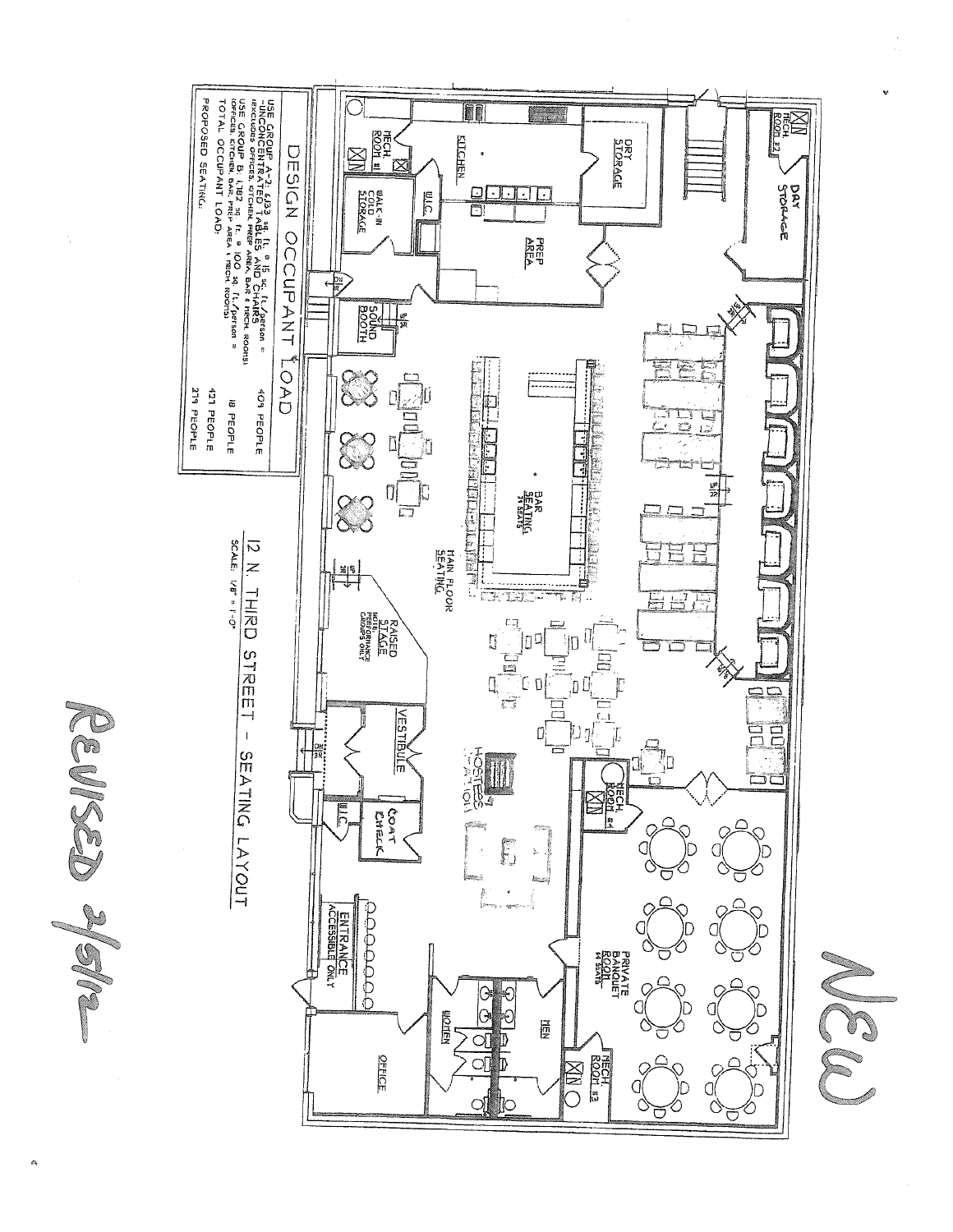# DESIGN OCCUPANT LOAD

| | |
|---|---|
| USE GROUP A-2: 6,133 sq. ft. @ 15 sq. ft./person = (UNCONCENTRATED TABLES AND CHAIRS) (EXCLUDES OFFICES, KITCHEN, PREP AREA, BAR & MECH. ROOMS) | 409 PEOPLE |
| USE GROUP B: 1,762 sq. ft. @ 100 sq. ft./person = (OFFICES, KITCHEN, BAR, PREP AREA & MECH. ROOMS) | 18 PEOPLE |
| TOTAL OCCUPANT LOAD: | 427 PEOPLE |
| PROPOSED SEATING: | 279 PEOPLE |

## 12 N. THIRD STREET - SEATING LAYOUT

SCALE: 1/8" = 1'-0"

MECH. ROOM #2

DRY STORAGE

DRY STORAGE

KITCHEN

MECH. ROOM #1

W.I.C.

WALK-IN COLD STORAGE

PREP AREA

SOUND BOOTH

BAR SEATING 24 SEATS

MAIN FLOOR SEATING

RAISED STAGE (NOTE: PERFORMANCE GROUPS ONLY)

VESTIBULE

W.I.C.

COAT CHECK

HOSTESS STATION

MECH. ROOM #4

PRIVATE BANQUET ROOM 64 SEATS

MECH. ROOM #3

MEN

WOMEN

ENTRANCE ACCESSIBLE ONLY

OFFICE

NEW

REVISED 2/5/12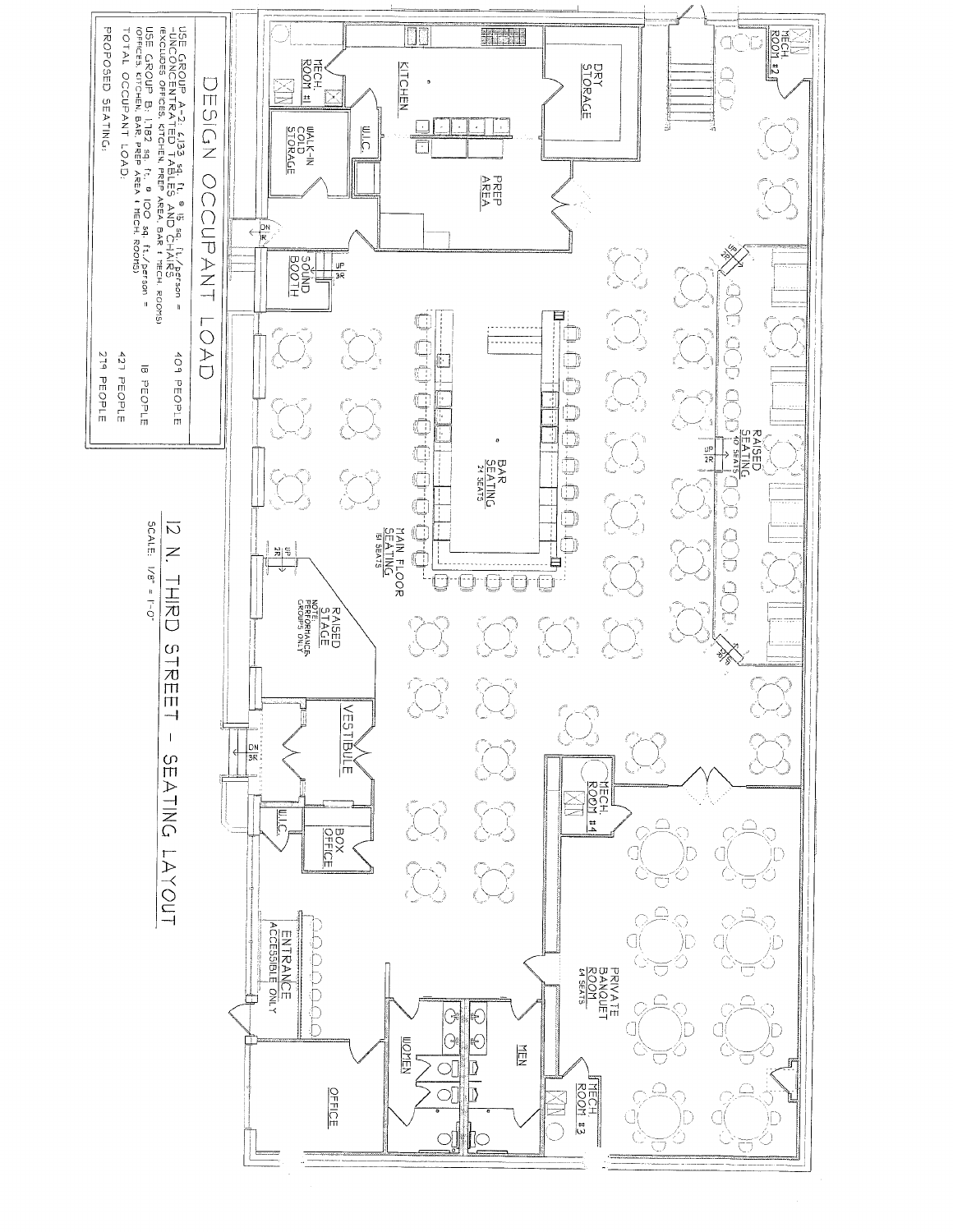# DESIGN OCCUPANT LOAD

USE GROUP A-2: 6,133 sq. ft. @ 15 sq. ft./person = 409 PEOPLE
-UNCONCENTRATED TABLES AND CHAIRS
(EXCLUDES OFFICES, KITCHEN PREP AREA, BAR & MECH. ROOMS)

USE GROUP B: 1,182 sq. ft. @ 100 sq. ft./person = 18 PEOPLE
(OFFICES, KITCHEN, BAR PREP AREA & MECH. ROOMS)

TOTAL OCCUPANT LOAD: 427 PEOPLE

PROPOSED SEATING: 279 PEOPLE

## 12 N. THIRD STREET - SEATING LAYOUT

SCALE: 1/8" = 1'-0"

MECH. ROOM #2

DRY STORAGE

KITCHEN

MECH. ROOM #1

W.I.C.

WALK-IN COLD STORAGE

PREP AREA

SOUND BOOTH

RAISED SEATING 40 SEATS

BAR SEATING 24 SEATS

MAIN FLOOR SEATING 151 SEATS

RAISED STAGE NOTE: PERFORMANCE GROUPS ONLY

VESTIBULE

W.I.C.

BOX OFFICE

MECH. ROOM #4

PRIVATE BANQUET ROOM 64 SEATS

ENTRANCE ACCESSIBLE ONLY

WOMEN

MEN

MECH. ROOM #3

OFFICE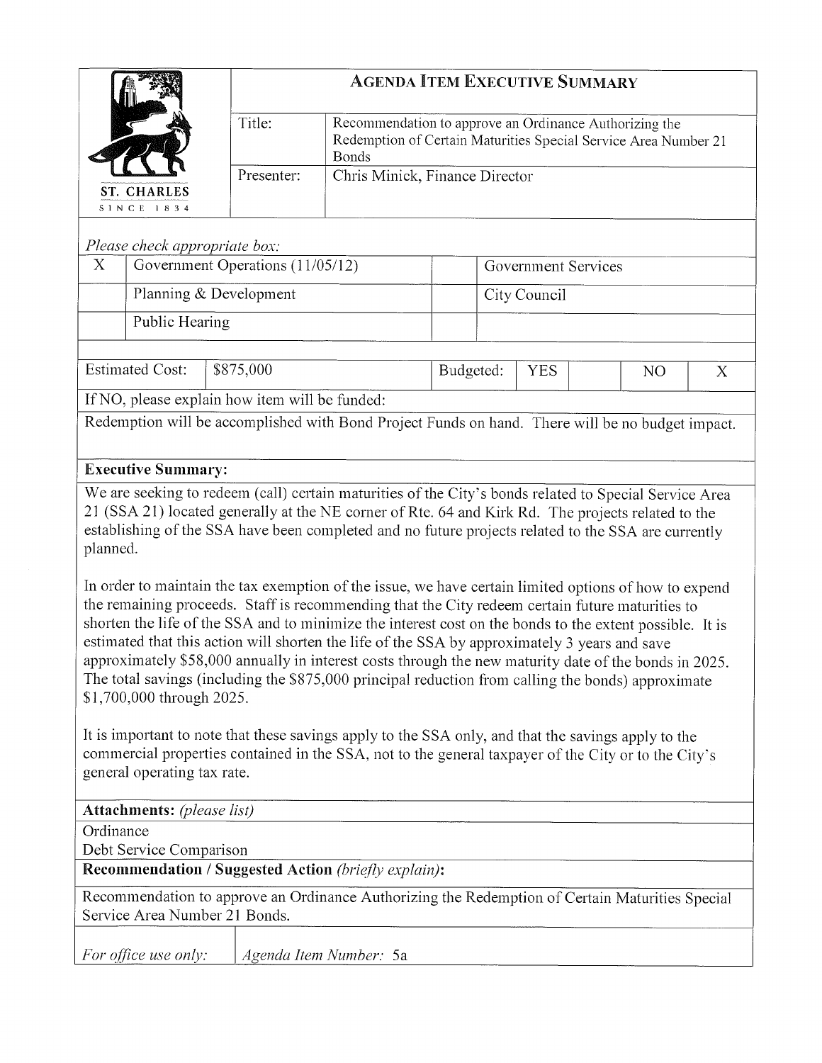ST. CHARLES
SINCE 1834

# AGENDA ITEM EXECUTIVE SUMMARY

| | |
|---|---|
| Title: | Recommendation to approve an Ordinance Authorizing the Redemption of Certain Maturities Special Service Area Number 21 Bonds |
| Presenter: | Chris Minick, Finance Director |

*Please check appropriate box:*

| | | | |
|---|---|---|---|
| X | Government Operations (11/05/12) | | Government Services |
| | Planning & Development | | City Council |
| | Public Hearing | | |

| Estimated Cost: | $875,000 | Budgeted: | YES | | NO | X |
|---|---|---|---|---|---|---|

If NO, please explain how item will be funded:

Redemption will be accomplished with Bond Project Funds on hand. There will be no budget impact.

**Executive Summary:**

We are seeking to redeem (call) certain maturities of the City's bonds related to Special Service Area 21 (SSA 21) located generally at the NE corner of Rte. 64 and Kirk Rd. The projects related to the establishing of the SSA have been completed and no future projects related to the SSA are currently planned.

In order to maintain the tax exemption of the issue, we have certain limited options of how to expend the remaining proceeds. Staff is recommending that the City redeem certain future maturities to shorten the life of the SSA and to minimize the interest cost on the bonds to the extent possible. It is estimated that this action will shorten the life of the SSA by approximately 3 years and save approximately $58,000 annually in interest costs through the new maturity date of the bonds in 2025. The total savings (including the $875,000 principal reduction from calling the bonds) approximate $1,700,000 through 2025.

It is important to note that these savings apply to the SSA only, and that the savings apply to the commercial properties contained in the SSA, not to the general taxpayer of the City or to the City's general operating tax rate.

**Attachments:** *(please list)*

Ordinance
Debt Service Comparison

**Recommendation / Suggested Action** *(briefly explain)*:

Recommendation to approve an Ordinance Authorizing the Redemption of Certain Maturities Special Service Area Number 21 Bonds.

| *For office use only:* | *Agenda Item Number:* 5a |
|---|---|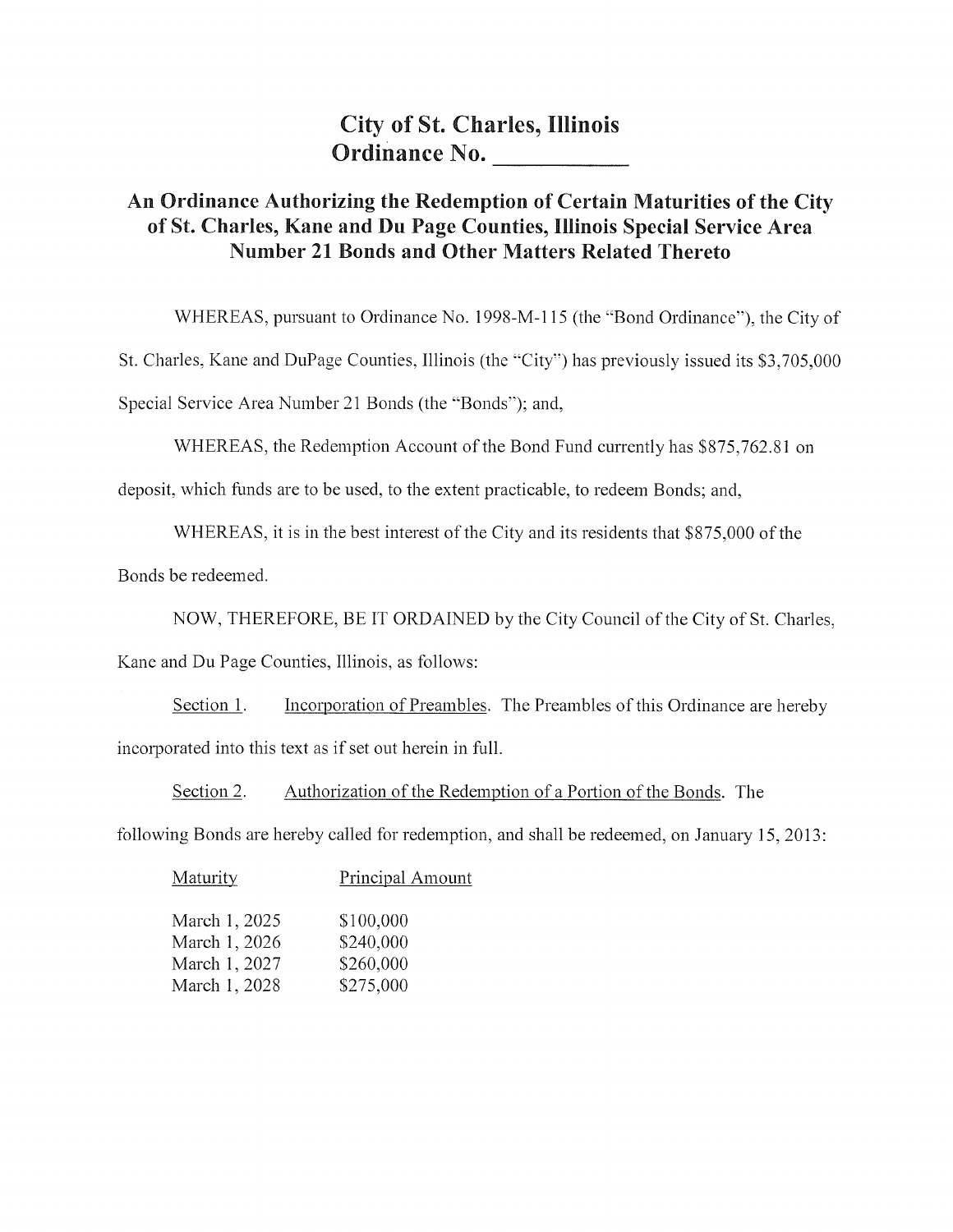# City of St. Charles, Illinois
# Ordinance No. ___________

## An Ordinance Authorizing the Redemption of Certain Maturities of the City of St. Charles, Kane and Du Page Counties, Illinois Special Service Area Number 21 Bonds and Other Matters Related Thereto

WHEREAS, pursuant to Ordinance No. 1998-M-115 (the "Bond Ordinance"), the City of St. Charles, Kane and DuPage Counties, Illinois (the "City") has previously issued its $3,705,000 Special Service Area Number 21 Bonds (the "Bonds"); and,

WHEREAS, the Redemption Account of the Bond Fund currently has $875,762.81 on deposit, which funds are to be used, to the extent practicable, to redeem Bonds; and,

WHEREAS, it is in the best interest of the City and its residents that $875,000 of the Bonds be redeemed.

NOW, THEREFORE, BE IT ORDAINED by the City Council of the City of St. Charles, Kane and Du Page Counties, Illinois, as follows:

Section 1. Incorporation of Preambles. The Preambles of this Ordinance are hereby incorporated into this text as if set out herein in full.

Section 2. Authorization of the Redemption of a Portion of the Bonds. The following Bonds are hereby called for redemption, and shall be redeemed, on January 15, 2013:

| Maturity | Principal Amount |
|---|---|
| March 1, 2025 | $100,000 |
| March 1, 2026 | $240,000 |
| March 1, 2027 | $260,000 |
| March 1, 2028 | $275,000 |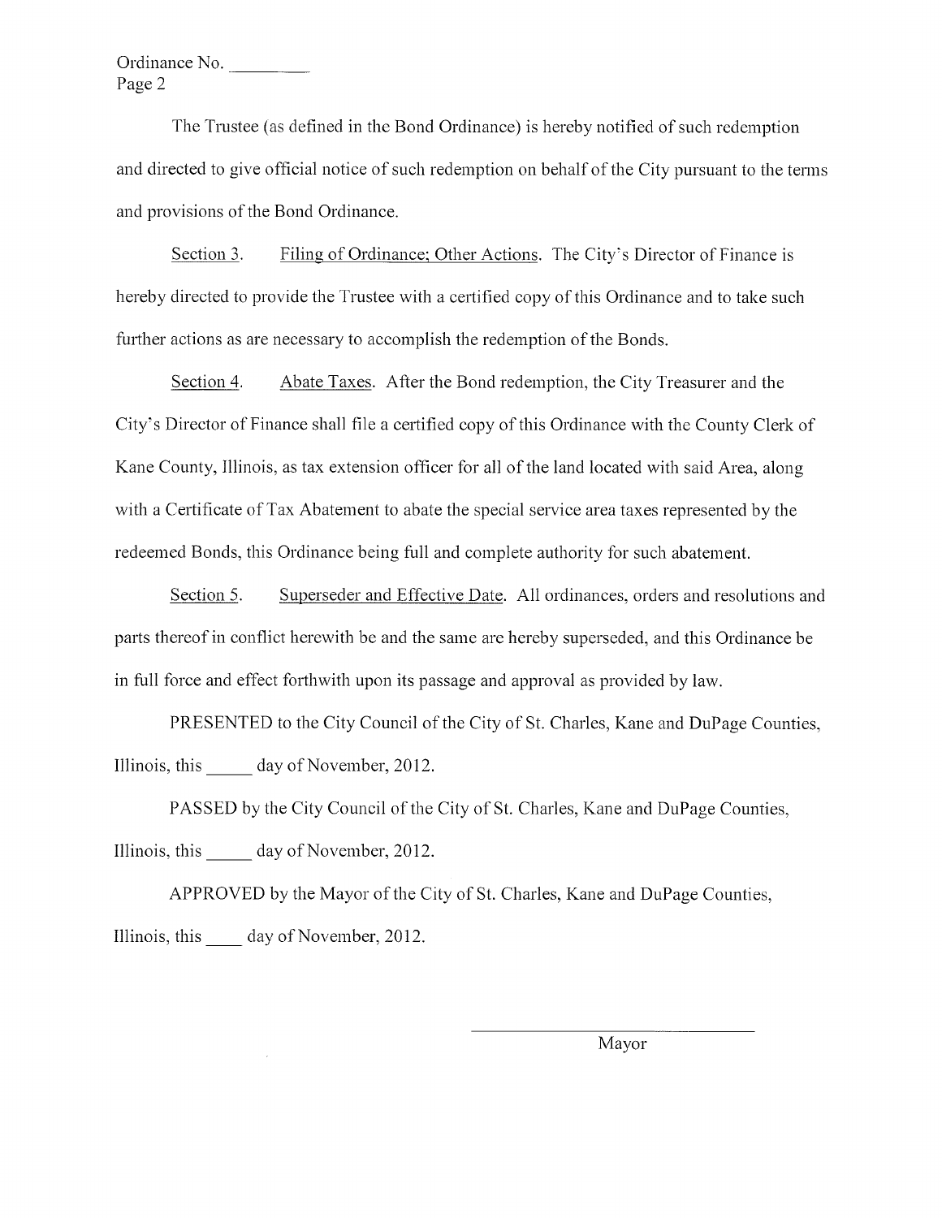Ordinance No. ________
Page 2

The Trustee (as defined in the Bond Ordinance) is hereby notified of such redemption and directed to give official notice of such redemption on behalf of the City pursuant to the terms and provisions of the Bond Ordinance.

Section 3. Filing of Ordinance; Other Actions. The City's Director of Finance is hereby directed to provide the Trustee with a certified copy of this Ordinance and to take such further actions as are necessary to accomplish the redemption of the Bonds.

Section 4. Abate Taxes. After the Bond redemption, the City Treasurer and the City's Director of Finance shall file a certified copy of this Ordinance with the County Clerk of Kane County, Illinois, as tax extension officer for all of the land located with said Area, along with a Certificate of Tax Abatement to abate the special service area taxes represented by the redeemed Bonds, this Ordinance being full and complete authority for such abatement.

Section 5. Superseder and Effective Date. All ordinances, orders and resolutions and parts thereof in conflict herewith be and the same are hereby superseded, and this Ordinance be in full force and effect forthwith upon its passage and approval as provided by law.

PRESENTED to the City Council of the City of St. Charles, Kane and DuPage Counties, Illinois, this _____ day of November, 2012.

PASSED by the City Council of the City of St. Charles, Kane and DuPage Counties, Illinois, this _____ day of November, 2012.

APPROVED by the Mayor of the City of St. Charles, Kane and DuPage Counties, Illinois, this ____ day of November, 2012.

________________________________
Mayor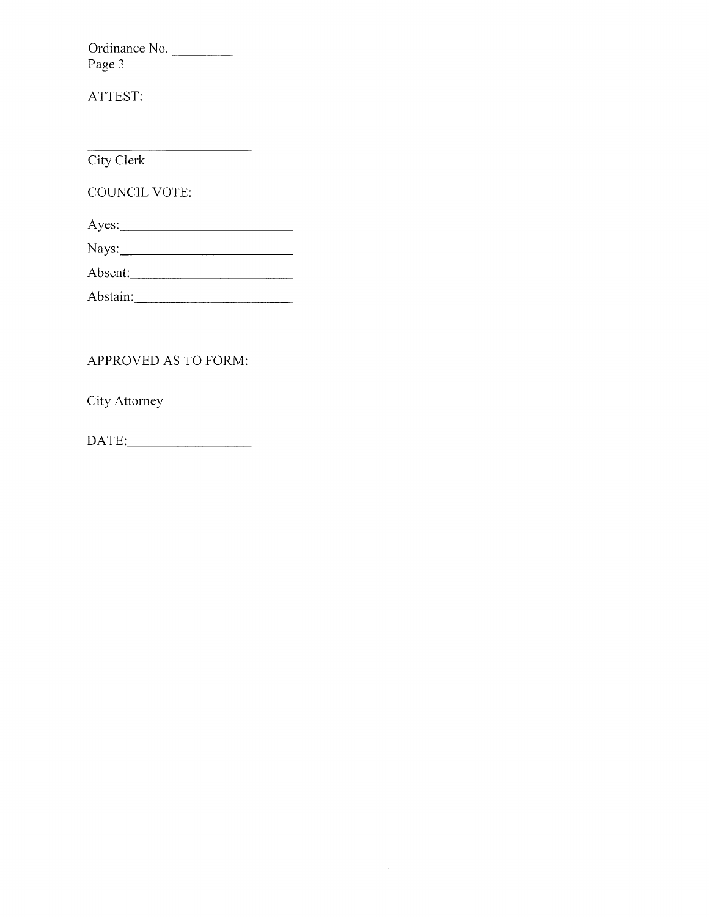ATTEST:

\_\_\_\_\_\_\_\_\_\_\_\_\_\_\_\_\_\_\_\_\_\_\_\_

City Clerk

COUNCIL VOTE:

Ayes:\_\_\_\_\_\_\_\_\_\_\_\_\_\_\_\_\_\_\_\_\_\_\_\_

Nays:\_\_\_\_\_\_\_\_\_\_\_\_\_\_\_\_\_\_\_\_\_\_\_\_

Absent:\_\_\_\_\_\_\_\_\_\_\_\_\_\_\_\_\_\_\_\_\_\_

Abstain:\_\_\_\_\_\_\_\_\_\_\_\_\_\_\_\_\_\_\_\_\_\_

APPROVED AS TO FORM:

\_\_\_\_\_\_\_\_\_\_\_\_\_\_\_\_\_\_\_\_\_\_\_\_

City Attorney

DATE:\_\_\_\_\_\_\_\_\_\_\_\_\_\_\_\_\_\_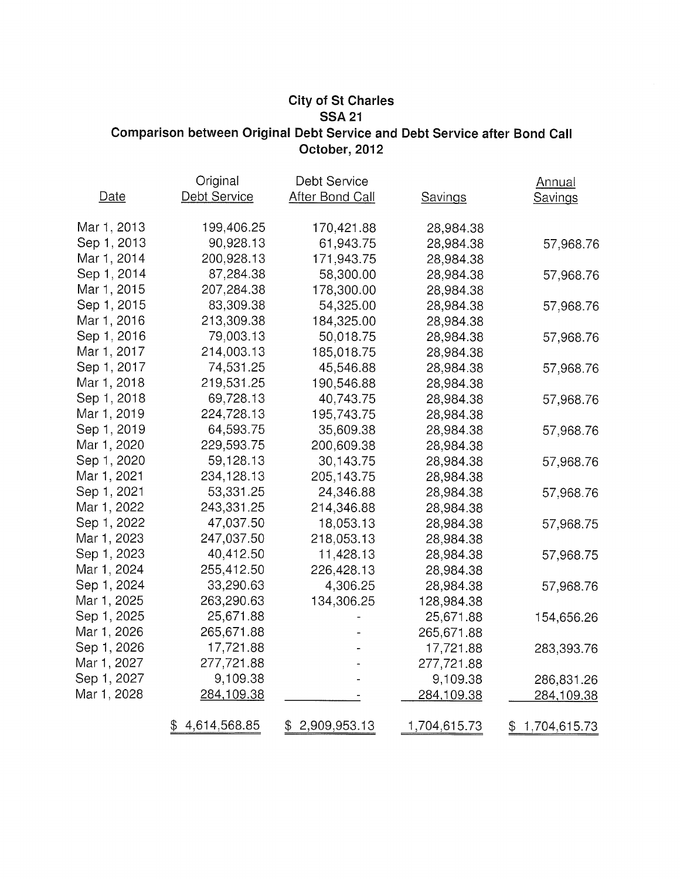# City of St Charles
## SSA 21
### Comparison between Original Debt Service and Debt Service after Bond Call
### October, 2012

| Date | Original Debt Service | Debt Service After Bond Call | Savings | Annual Savings |
|---|---|---|---|---|
| Mar 1, 2013 | 199,406.25 | 170,421.88 | 28,984.38 | |
| Sep 1, 2013 | 90,928.13 | 61,943.75 | 28,984.38 | 57,968.76 |
| Mar 1, 2014 | 200,928.13 | 171,943.75 | 28,984.38 | |
| Sep 1, 2014 | 87,284.38 | 58,300.00 | 28,984.38 | 57,968.76 |
| Mar 1, 2015 | 207,284.38 | 178,300.00 | 28,984.38 | |
| Sep 1, 2015 | 83,309.38 | 54,325.00 | 28,984.38 | 57,968.76 |
| Mar 1, 2016 | 213,309.38 | 184,325.00 | 28,984.38 | |
| Sep 1, 2016 | 79,003.13 | 50,018.75 | 28,984.38 | 57,968.76 |
| Mar 1, 2017 | 214,003.13 | 185,018.75 | 28,984.38 | |
| Sep 1, 2017 | 74,531.25 | 45,546.88 | 28,984.38 | 57,968.76 |
| Mar 1, 2018 | 219,531.25 | 190,546.88 | 28,984.38 | |
| Sep 1, 2018 | 69,728.13 | 40,743.75 | 28,984.38 | 57,968.76 |
| Mar 1, 2019 | 224,728.13 | 195,743.75 | 28,984.38 | |
| Sep 1, 2019 | 64,593.75 | 35,609.38 | 28,984.38 | 57,968.76 |
| Mar 1, 2020 | 229,593.75 | 200,609.38 | 28,984.38 | |
| Sep 1, 2020 | 59,128.13 | 30,143.75 | 28,984.38 | 57,968.76 |
| Mar 1, 2021 | 234,128.13 | 205,143.75 | 28,984.38 | |
| Sep 1, 2021 | 53,331.25 | 24,346.88 | 28,984.38 | 57,968.76 |
| Mar 1, 2022 | 243,331.25 | 214,346.88 | 28,984.38 | |
| Sep 1, 2022 | 47,037.50 | 18,053.13 | 28,984.38 | 57,968.75 |
| Mar 1, 2023 | 247,037.50 | 218,053.13 | 28,984.38 | |
| Sep 1, 2023 | 40,412.50 | 11,428.13 | 28,984.38 | 57,968.75 |
| Mar 1, 2024 | 255,412.50 | 226,428.13 | 28,984.38 | |
| Sep 1, 2024 | 33,290.63 | 4,306.25 | 28,984.38 | 57,968.76 |
| Mar 1, 2025 | 263,290.63 | 134,306.25 | 128,984.38 | |
| Sep 1, 2025 | 25,671.88 | - | 25,671.88 | 154,656.26 |
| Mar 1, 2026 | 265,671.88 | - | 265,671.88 | |
| Sep 1, 2026 | 17,721.88 | - | 17,721.88 | 283,393.76 |
| Mar 1, 2027 | 277,721.88 | - | 277,721.88 | |
| Sep 1, 2027 | 9,109.38 | - | 9,109.38 | 286,831.26 |
| Mar 1, 2028 | 284,109.38 | - | 284,109.38 | 284,109.38 |
| | $ 4,614,568.85 | $ 2,909,953.13 | 1,704,615.73 | $ 1,704,615.73 |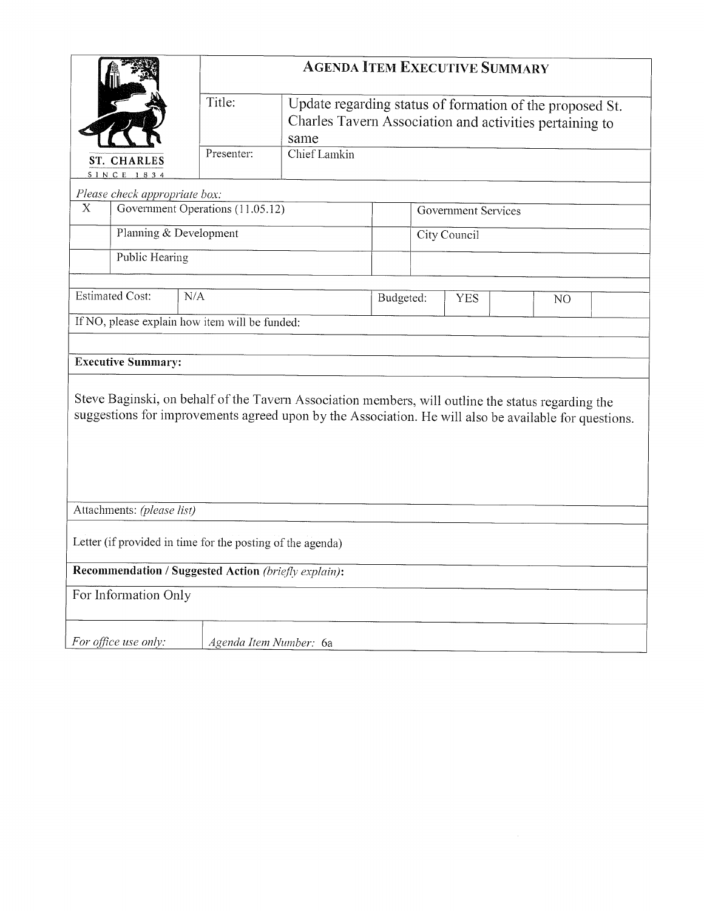ST. CHARLES

SINCE 1834

## AGENDA ITEM EXECUTIVE SUMMARY

| | |
|---|---|
| Title: | Update regarding status of formation of the proposed St. Charles Tavern Association and activities pertaining to same |
| Presenter: | Chief Lamkin |

*Please check appropriate box:*

| | | | |
|---|---|---|---|
| X | Government Operations (11.05.12) | | Government Services |
| | Planning & Development | | City Council |
| | Public Hearing | | |

| | | | | | | |
|---|---|---|---|---|---|---|
| Estimated Cost: | N/A | Budgeted: | YES | | NO | |

If NO, please explain how item will be funded:

**Executive Summary:**

Steve Baginski, on behalf of the Tavern Association members, will outline the status regarding the suggestions for improvements agreed upon by the Association. He will also be available for questions.

Attachments: *(please list)*

Letter (if provided in time for the posting of the agenda)

**Recommendation / Suggested Action** *(briefly explain)***:**

For Information Only

*For office use only:* *Agenda Item Number:* 6a